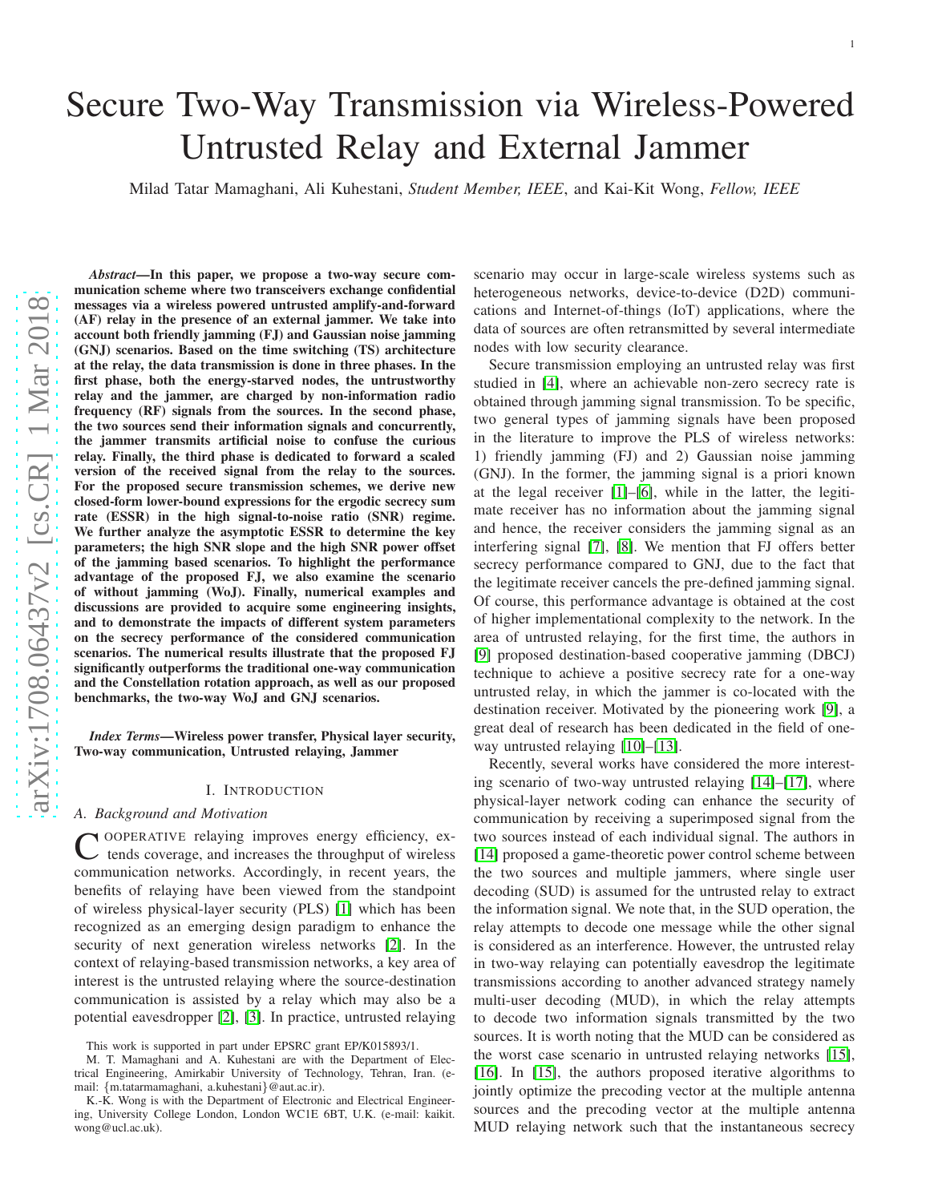# Secure Two-Way Transmission via Wireless-Powered Untrusted Relay and External Jammer

Milad Tatar Mamaghani, Ali Kuhestani, *Student Member, IEEE*, and Kai-Kit Wong, *Fellow, IEEE*

***Abstract*—In this paper, we propose a two-way secure communication scheme where two transceivers exchange confidential messages via a wireless powered untrusted amplify-and-forward (AF) relay in the presence of an external jammer. We take into account both friendly jamming (FJ) and Gaussian noise jamming (GNJ) scenarios. Based on the time switching (TS) architecture at the relay, the data transmission is done in three phases. In the first phase, both the energy-starved nodes, the untrustworthy relay and the jammer, are charged by non-information radio frequency (RF) signals from the sources. In the second phase, the two sources send their information signals and concurrently, the jammer transmits artificial noise to confuse the curious relay. Finally, the third phase is dedicated to forward a scaled version of the received signal from the relay to the sources. For the proposed secure transmission schemes, we derive new closed-form lower-bound expressions for the ergodic secrecy sum rate (ESSR) in the high signal-to-noise ratio (SNR) regime. We further analyze the asymptotic ESSR to determine the key parameters; the high SNR slope and the high SNR power offset of the jamming based scenarios. To highlight the performance advantage of the proposed FJ, we also examine the scenario of without jamming (WoJ). Finally, numerical examples and discussions are provided to acquire some engineering insights, and to demonstrate the impacts of different system parameters on the secrecy performance of the considered communication scenarios. The numerical results illustrate that the proposed FJ significantly outperforms the traditional one-way communication and the Constellation rotation approach, as well as our proposed benchmarks, the two-way WoJ and GNJ scenarios.**

***Index Terms*—Wireless power transfer, Physical layer security, Two-way communication, Untrusted relaying, Jammer**

## I. Introduction

### A. Background and Motivation

COOPERATIVE relaying improves energy efficiency, extends coverage, and increases the throughput of wireless communication networks. Accordingly, in recent years, the benefits of relaying have been viewed from the standpoint of wireless physical-layer security (PLS) [1] which has been recognized as an emerging design paradigm to enhance the security of next generation wireless networks [2]. In the context of relaying-based transmission networks, a key area of interest is the untrusted relaying where the source-destination communication is assisted by a relay which may also be a potential eavesdropper [2], [3]. In practice, untrusted relaying scenario may occur in large-scale wireless systems such as heterogeneous networks, device-to-device (D2D) communications and Internet-of-things (IoT) applications, where the data of sources are often retransmitted by several intermediate nodes with low security clearance.

Secure transmission employing an untrusted relay was first studied in [4], where an achievable non-zero secrecy rate is obtained through jamming signal transmission. To be specific, two general types of jamming signals have been proposed in the literature to improve the PLS of wireless networks: 1) friendly jamming (FJ) and 2) Gaussian noise jamming (GNJ). In the former, the jamming signal is a priori known at the legal receiver [1]–[6], while in the latter, the legitimate receiver has no information about the jamming signal and hence, the receiver considers the jamming signal as an interfering signal [7], [8]. We mention that FJ offers better secrecy performance compared to GNJ, due to the fact that the legitimate receiver cancels the pre-defined jamming signal. Of course, this performance advantage is obtained at the cost of higher implementational complexity to the network. In the area of untrusted relaying, for the first time, the authors in [9] proposed destination-based cooperative jamming (DBCJ) technique to achieve a positive secrecy rate for a one-way untrusted relay, in which the jammer is co-located with the destination receiver. Motivated by the pioneering work [9], a great deal of research has been dedicated in the field of one-way untrusted relaying [10]–[13].

Recently, several works have considered the more interesting scenario of two-way untrusted relaying [14]–[17], where physical-layer network coding can enhance the security of communication by receiving a superimposed signal from the two sources instead of each individual signal. The authors in [14] proposed a game-theoretic power control scheme between the two sources and multiple jammers, where single user decoding (SUD) is assumed for the untrusted relay to extract the information signal. We note that, in the SUD operation, the relay attempts to decode one message while the other signal is considered as an interference. However, the untrusted relay in two-way relaying can potentially eavesdrop the legitimate transmissions according to another advanced strategy namely multi-user decoding (MUD), in which the relay attempts to decode two information signals transmitted by the two sources. It is worth noting that the MUD can be considered as the worst case scenario in untrusted relaying networks [15], [16]. In [15], the authors proposed iterative algorithms to jointly optimize the precoding vector at the multiple antenna sources and the precoding vector at the multiple antenna MUD relaying network such that the instantaneous secrecy

This work is supported in part under EPSRC grant EP/K015893/1.

M. T. Mamaghani and A. Kuhestani are with the Department of Electrical Engineering, Amirkabir University of Technology, Tehran, Iran. (e-mail: {m.tatarmamaghani, a.kuhestani}@aut.ac.ir).

K.-K. Wong is with the Department of Electronic and Electrical Engineering, University College London, London WC1E 6BT, U.K. (e-mail: kaikit.wong@ucl.ac.uk).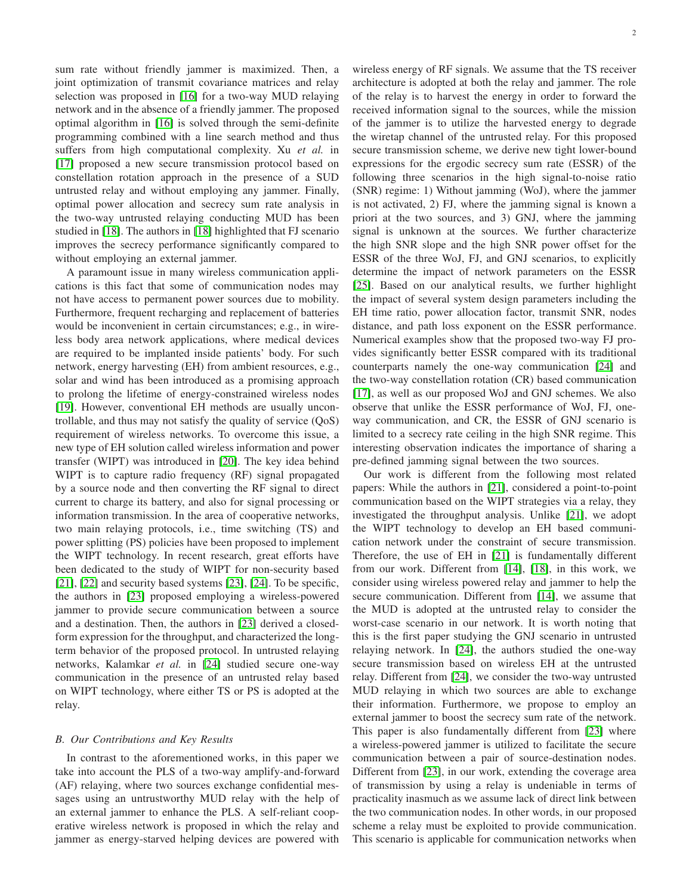sum rate without friendly jammer is maximized. Then, a joint optimization of transmit covariance matrices and relay selection was proposed in [16] for a two-way MUD relaying network and in the absence of a friendly jammer. The proposed optimal algorithm in [16] is solved through the semi-definite programming combined with a line search method and thus suffers from high computational complexity. Xu *et al.* in [17] proposed a new secure transmission protocol based on constellation rotation approach in the presence of a SUD untrusted relay and without employing any jammer. Finally, optimal power allocation and secrecy sum rate analysis in the two-way untrusted relaying conducting MUD has been studied in [18]. The authors in [18] highlighted that FJ scenario improves the secrecy performance significantly compared to without employing an external jammer.

A paramount issue in many wireless communication applications is this fact that some of communication nodes may not have access to permanent power sources due to mobility. Furthermore, frequent recharging and replacement of batteries would be inconvenient in certain circumstances; e.g., in wireless body area network applications, where medical devices are required to be implanted inside patients' body. For such network, energy harvesting (EH) from ambient resources, e.g., solar and wind has been introduced as a promising approach to prolong the lifetime of energy-constrained wireless nodes [19]. However, conventional EH methods are usually uncontrollable, and thus may not satisfy the quality of service (QoS) requirement of wireless networks. To overcome this issue, a new type of EH solution called wireless information and power transfer (WIPT) was introduced in [20]. The key idea behind WIPT is to capture radio frequency (RF) signal propagated by a source node and then converting the RF signal to direct current to charge its battery, and also for signal processing or information transmission. In the area of cooperative networks, two main relaying protocols, i.e., time switching (TS) and power splitting (PS) policies have been proposed to implement the WIPT technology. In recent research, great efforts have been dedicated to the study of WIPT for non-security based [21], [22] and security based systems [23], [24]. To be specific, the authors in [23] proposed employing a wireless-powered jammer to provide secure communication between a source and a destination. Then, the authors in [23] derived a closed-form expression for the throughput, and characterized the long-term behavior of the proposed protocol. In untrusted relaying networks, Kalamkar *et al.* in [24] studied secure one-way communication in the presence of an untrusted relay based on WIPT technology, where either TS or PS is adopted at the relay.

### *B. Our Contributions and Key Results*

In contrast to the aforementioned works, in this paper we take into account the PLS of a two-way amplify-and-forward (AF) relaying, where two sources exchange confidential messages using an untrustworthy MUD relay with the help of an external jammer to enhance the PLS. A self-reliant cooperative wireless network is proposed in which the relay and jammer as energy-starved helping devices are powered with wireless energy of RF signals. We assume that the TS receiver architecture is adopted at both the relay and jammer. The role of the relay is to harvest the energy in order to forward the received information signal to the sources, while the mission of the jammer is to utilize the harvested energy to degrade the wiretap channel of the untrusted relay. For this proposed secure transmission scheme, we derive new tight lower-bound expressions for the ergodic secrecy sum rate (ESSR) of the following three scenarios in the high signal-to-noise ratio (SNR) regime: 1) Without jamming (WoJ), where the jammer is not activated, 2) FJ, where the jamming signal is known a priori at the two sources, and 3) GNJ, where the jamming signal is unknown at the sources. We further characterize the high SNR slope and the high SNR power offset for the ESSR of the three WoJ, FJ, and GNJ scenarios, to explicitly determine the impact of network parameters on the ESSR [25]. Based on our analytical results, we further highlight the impact of several system design parameters including the EH time ratio, power allocation factor, transmit SNR, nodes distance, and path loss exponent on the ESSR performance. Numerical examples show that the proposed two-way FJ provides significantly better ESSR compared with its traditional counterparts namely the one-way communication [24] and the two-way constellation rotation (CR) based communication [17], as well as our proposed WoJ and GNJ schemes. We also observe that unlike the ESSR performance of WoJ, FJ, one-way communication, and CR, the ESSR of GNJ scenario is limited to a secrecy rate ceiling in the high SNR regime. This interesting observation indicates the importance of sharing a pre-defined jamming signal between the two sources.

Our work is different from the following most related papers: While the authors in [21], considered a point-to-point communication based on the WIPT strategies via a relay, they investigated the throughput analysis. Unlike [21], we adopt the WIPT technology to develop an EH based communication network under the constraint of secure transmission. Therefore, the use of EH in [21] is fundamentally different from our work. Different from [14], [18], in this work, we consider using wireless powered relay and jammer to help the secure communication. Different from [14], we assume that the MUD is adopted at the untrusted relay to consider the worst-case scenario in our network. It is worth noting that this is the first paper studying the GNJ scenario in untrusted relaying network. In [24], the authors studied the one-way secure transmission based on wireless EH at the untrusted relay. Different from [24], we consider the two-way untrusted MUD relaying in which two sources are able to exchange their information. Furthermore, we propose to employ an external jammer to boost the secrecy sum rate of the network. This paper is also fundamentally different from [23] where a wireless-powered jammer is utilized to facilitate the secure communication between a pair of source-destination nodes. Different from [23], in our work, extending the coverage area of transmission by using a relay is undeniable in terms of practicality inasmuch as we assume lack of direct link between the two communication nodes. In other words, in our proposed scheme a relay must be exploited to provide communication. This scenario is applicable for communication networks when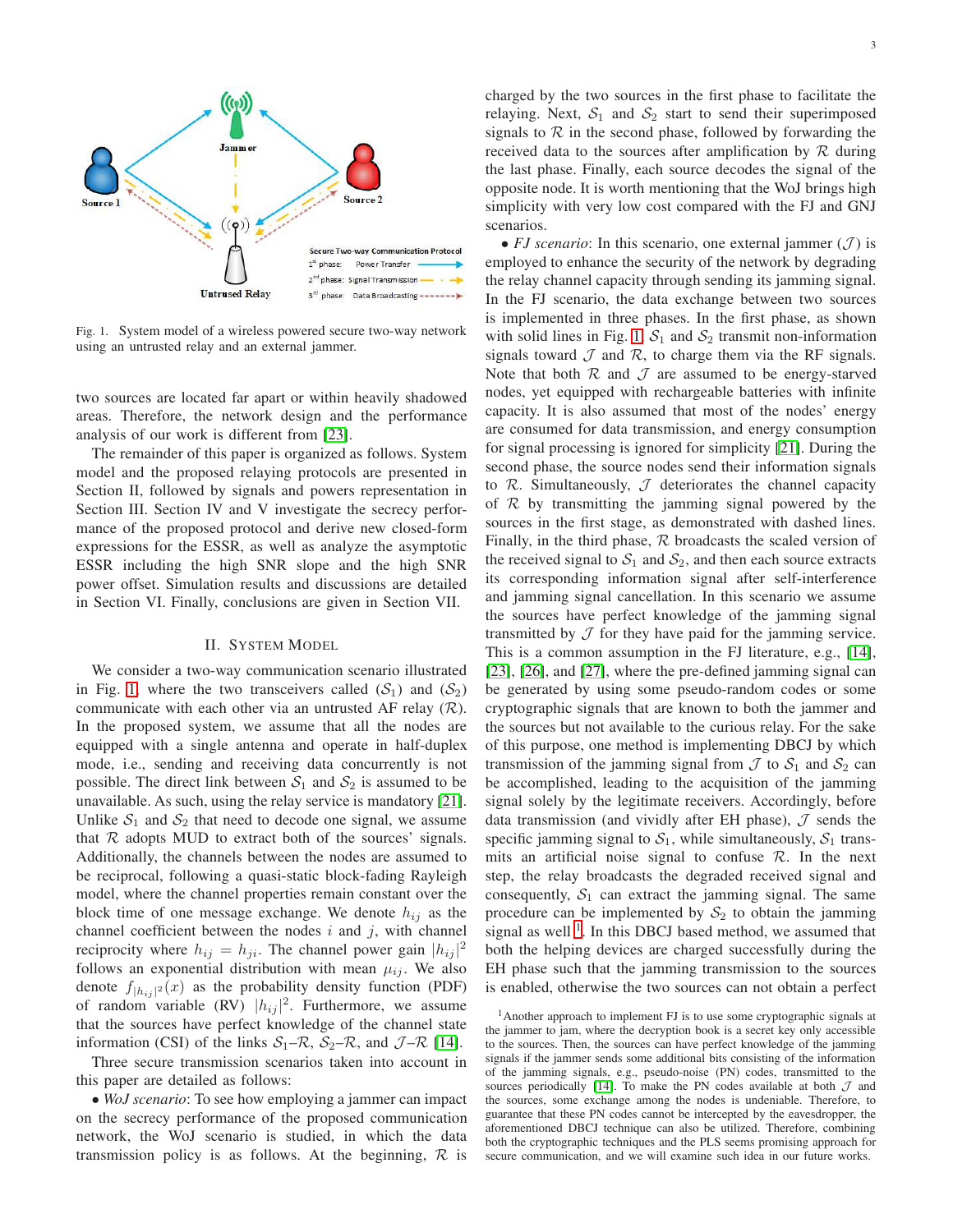Fig. 1. System model of a wireless powered secure two-way network using an untrusted relay and an external jammer.

two sources are located far apart or within heavily shadowed areas. Therefore, the network design and the performance analysis of our work is different from [23].

The remainder of this paper is organized as follows. System model and the proposed relaying protocols are presented in Section II, followed by signals and powers representation in Section III. Section IV and V investigate the secrecy performance of the proposed protocol and derive new closed-form expressions for the ESSR, as well as analyze the asymptotic ESSR including the high SNR slope and the high SNR power offset. Simulation results and discussions are detailed in Section VI. Finally, conclusions are given in Section VII.

## II. System Model

We consider a two-way communication scenario illustrated in Fig. 1, where the two transceivers called ($\mathcal{S}_1$) and ($\mathcal{S}_2$) communicate with each other via an untrusted AF relay ($\mathcal{R}$). In the proposed system, we assume that all the nodes are equipped with a single antenna and operate in half-duplex mode, i.e., sending and receiving data concurrently is not possible. The direct link between $\mathcal{S}_1$ and $\mathcal{S}_2$ is assumed to be unavailable. As such, using the relay service is mandatory [21]. Unlike $\mathcal{S}_1$ and $\mathcal{S}_2$ that need to decode one signal, we assume that $\mathcal{R}$ adopts MUD to extract both of the sources' signals. Additionally, the channels between the nodes are assumed to be reciprocal, following a quasi-static block-fading Rayleigh model, where the channel properties remain constant over the block time of one message exchange. We denote $h_{ij}$ as the channel coefficient between the nodes $i$ and $j$, with channel reciprocity where $h_{ij} = h_{ji}$. The channel power gain $|h_{ij}|^2$ follows an exponential distribution with mean $\mu_{ij}$. We also denote $f_{|h_{ij}|^2}(x)$ as the probability density function (PDF) of random variable (RV) $|h_{ij}|^2$. Furthermore, we assume that the sources have perfect knowledge of the channel state information (CSI) of the links $\mathcal{S}_1$–$\mathcal{R}$, $\mathcal{S}_2$–$\mathcal{R}$, and $\mathcal{J}$–$\mathcal{R}$ [14].

Three secure transmission scenarios taken into account in this paper are detailed as follows:

• *WoJ scenario*: To see how employing a jammer can impact on the secrecy performance of the proposed communication network, the WoJ scenario is studied, in which the data transmission policy is as follows. At the beginning, $\mathcal{R}$ is charged by the two sources in the first phase to facilitate the relaying. Next, $\mathcal{S}_1$ and $\mathcal{S}_2$ start to send their superimposed signals to $\mathcal{R}$ in the second phase, followed by forwarding the received data to the sources after amplification by $\mathcal{R}$ during the last phase. Finally, each source decodes the signal of the opposite node. It is worth mentioning that the WoJ brings high simplicity with very low cost compared with the FJ and GNJ scenarios.

• *FJ scenario*: In this scenario, one external jammer ($\mathcal{J}$) is employed to enhance the security of the network by degrading the relay channel capacity through sending its jamming signal. In the FJ scenario, the data exchange between two sources is implemented in three phases. In the first phase, as shown with solid lines in Fig. 1, $\mathcal{S}_1$ and $\mathcal{S}_2$ transmit non-information signals toward $\mathcal{J}$ and $\mathcal{R}$, to charge them via the RF signals. Note that both $\mathcal{R}$ and $\mathcal{J}$ are assumed to be energy-starved nodes, yet equipped with rechargeable batteries with infinite capacity. It is also assumed that most of the nodes' energy are consumed for data transmission, and energy consumption for signal processing is ignored for simplicity [21]. During the second phase, the source nodes send their information signals to $\mathcal{R}$. Simultaneously, $\mathcal{J}$ deteriorates the channel capacity of $\mathcal{R}$ by transmitting the jamming signal powered by the sources in the first stage, as demonstrated with dashed lines. Finally, in the third phase, $\mathcal{R}$ broadcasts the scaled version of the received signal to $\mathcal{S}_1$ and $\mathcal{S}_2$, and then each source extracts its corresponding information signal after self-interference and jamming signal cancellation. In this scenario we assume the sources have perfect knowledge of the jamming signal transmitted by $\mathcal{J}$ for they have paid for the jamming service. This is a common assumption in the FJ literature, e.g., [14], [23], [26], and [27], where the pre-defined jamming signal can be generated by using some pseudo-random codes or some cryptographic signals that are known to both the jammer and the sources but not available to the curious relay. For the sake of this purpose, one method is implementing DBCJ by which transmission of the jamming signal from $\mathcal{J}$ to $\mathcal{S}_1$ and $\mathcal{S}_2$ can be accomplished, leading to the acquisition of the jamming signal solely by the legitimate receivers. Accordingly, before data transmission (and vividly after EH phase), $\mathcal{J}$ sends the specific jamming signal to $\mathcal{S}_1$, while simultaneously, $\mathcal{S}_1$ transmits an artificial noise signal to confuse $\mathcal{R}$. In the next step, the relay broadcasts the degraded received signal and consequently, $\mathcal{S}_1$ can extract the jamming signal. The same procedure can be implemented by $\mathcal{S}_2$ to obtain the jamming signal as well [1]. In this DBCJ based method, we assumed that both the helping devices are charged successfully during the EH phase such that the jamming transmission to the sources is enabled, otherwise the two sources can not obtain a perfect

[1]Another approach to implement FJ is to use some cryptographic signals at the jammer to jam, where the decryption book is a secret key only accessible to the sources. Then, the sources can have perfect knowledge of the jamming signals if the jammer sends some additional bits consisting of the information of the jamming signals, e.g., pseudo-noise (PN) codes, transmitted to the sources periodically [14]. To make the PN codes available at both $\mathcal{J}$ and the sources, some exchange among the nodes is undeniable. Therefore, to guarantee that these PN codes cannot be intercepted by the eavesdropper, the aforementioned DBCJ technique can also be utilized. Therefore, combining both the cryptographic techniques and the PLS seems promising approach for secure communication, and we will examine such idea in our future works.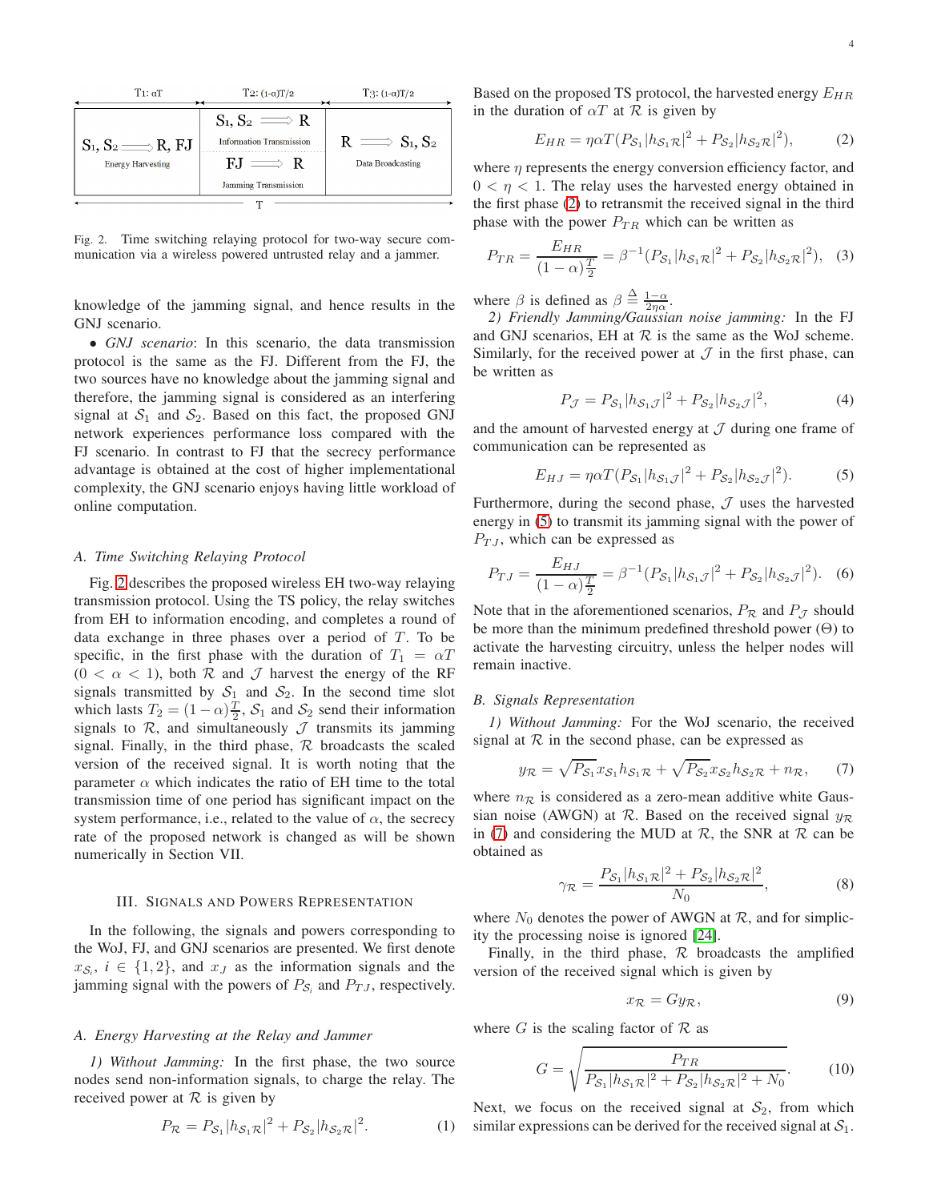| T1: αT | T2: (1-α)T/2 | T3: (1-α)T/2 |
|---|---|---|
| S₁, S₂ ⟹ R, FJ<br>Energy Harvesting | S₁, S₂ ⟹ R<br>Information Transmission<br>FJ ⟹ R<br>Jamming Transmission | R ⟹ S₁, S₂<br>Data Broadcasting |

Fig. 2. Time switching relaying protocol for two-way secure communication via a wireless powered untrusted relay and a jammer.

knowledge of the jamming signal, and hence results in the GNJ scenario.

• *GNJ scenario*: In this scenario, the data transmission protocol is the same as the FJ. Different from the FJ, the two sources have no knowledge about the jamming signal and therefore, the jamming signal is considered as an interfering signal at $\mathcal{S}_1$ and $\mathcal{S}_2$. Based on this fact, the proposed GNJ network experiences performance loss compared with the FJ scenario. In contrast to FJ that the secrecy performance advantage is obtained at the cost of higher implementational complexity, the GNJ scenario enjoys having little workload of online computation.

### A. Time Switching Relaying Protocol

Fig. 2 describes the proposed wireless EH two-way relaying transmission protocol. Using the TS policy, the relay switches from EH to information encoding, and completes a round of data exchange in three phases over a period of $T$. To be specific, in the first phase with the duration of $T_1 = \alpha T$ ($0 < \alpha < 1$), both $\mathcal{R}$ and $\mathcal{J}$ harvest the energy of the RF signals transmitted by $\mathcal{S}_1$ and $\mathcal{S}_2$. In the second time slot which lasts $T_2 = (1-\alpha)\frac{T}{2}$, $\mathcal{S}_1$ and $\mathcal{S}_2$ send their information signals to $\mathcal{R}$, and simultaneously $\mathcal{J}$ transmits its jamming signal. Finally, in the third phase, $\mathcal{R}$ broadcasts the scaled version of the received signal. It is worth noting that the parameter $\alpha$ which indicates the ratio of EH time to the total transmission time of one period has significant impact on the system performance, i.e., related to the value of $\alpha$, the secrecy rate of the proposed network is changed as will be shown numerically in Section VII.

## III. Signals and Powers Representation

In the following, the signals and powers corresponding to the WoJ, FJ, and GNJ scenarios are presented. We first denote $x_{\mathcal{S}_i}$, $i \in \{1, 2\}$, and $x_J$ as the information signals and the jamming signal with the powers of $P_{\mathcal{S}_i}$ and $P_{TJ}$, respectively.

### A. Energy Harvesting at the Relay and Jammer

*1) Without Jamming:* In the first phase, the two source nodes send non-information signals, to charge the relay. The received power at $\mathcal{R}$ is given by

$$P_{\mathcal{R}} = P_{\mathcal{S}_1}|h_{\mathcal{S}_1\mathcal{R}}|^2 + P_{\mathcal{S}_2}|h_{\mathcal{S}_2\mathcal{R}}|^2. \tag{1}$$

Based on the proposed TS protocol, the harvested energy $E_{HR}$ in the duration of $\alpha T$ at $\mathcal{R}$ is given by

$$E_{HR} = \eta\alpha T(P_{\mathcal{S}_1}|h_{\mathcal{S}_1\mathcal{R}}|^2 + P_{\mathcal{S}_2}|h_{\mathcal{S}_2\mathcal{R}}|^2), \tag{2}$$

where $\eta$ represents the energy conversion efficiency factor, and $0 < \eta < 1$. The relay uses the harvested energy obtained in the first phase (2) to retransmit the received signal in the third phase with the power $P_{TR}$ which can be written as

$$P_{TR} = \frac{E_{HR}}{(1-\alpha)\frac{T}{2}} = \beta^{-1}(P_{\mathcal{S}_1}|h_{\mathcal{S}_1\mathcal{R}}|^2 + P_{\mathcal{S}_2}|h_{\mathcal{S}_2\mathcal{R}}|^2), \tag{3}$$

where $\beta$ is defined as $\beta \triangleq \frac{1-\alpha}{2\eta\alpha}$.

*2) Friendly Jamming/Gaussian noise jamming:* In the FJ and GNJ scenarios, EH at $\mathcal{R}$ is the same as the WoJ scheme. Similarly, for the received power at $\mathcal{J}$ in the first phase, can be written as

$$P_{\mathcal{J}} = P_{\mathcal{S}_1}|h_{\mathcal{S}_1\mathcal{J}}|^2 + P_{\mathcal{S}_2}|h_{\mathcal{S}_2\mathcal{J}}|^2, \tag{4}$$

and the amount of harvested energy at $\mathcal{J}$ during one frame of communication can be represented as

$$E_{HJ} = \eta\alpha T(P_{\mathcal{S}_1}|h_{\mathcal{S}_1\mathcal{J}}|^2 + P_{\mathcal{S}_2}|h_{\mathcal{S}_2\mathcal{J}}|^2). \tag{5}$$

Furthermore, during the second phase, $\mathcal{J}$ uses the harvested energy in (5) to transmit its jamming signal with the power of $P_{TJ}$, which can be expressed as

$$P_{TJ} = \frac{E_{HJ}}{(1-\alpha)\frac{T}{2}} = \beta^{-1}(P_{\mathcal{S}_1}|h_{\mathcal{S}_1\mathcal{J}}|^2 + P_{\mathcal{S}_2}|h_{\mathcal{S}_2\mathcal{J}}|^2). \tag{6}$$

Note that in the aforementioned scenarios, $P_{\mathcal{R}}$ and $P_{\mathcal{J}}$ should be more than the minimum predefined threshold power ($\Theta$) to activate the harvesting circuitry, unless the helper nodes will remain inactive.

### B. Signals Representation

*1) Without Jamming:* For the WoJ scenario, the received signal at $\mathcal{R}$ in the second phase, can be expressed as

$$y_{\mathcal{R}} = \sqrt{P_{\mathcal{S}_1}}x_{\mathcal{S}_1}h_{\mathcal{S}_1\mathcal{R}} + \sqrt{P_{\mathcal{S}_2}}x_{\mathcal{S}_2}h_{\mathcal{S}_2\mathcal{R}} + n_{\mathcal{R}}, \tag{7}$$

where $n_{\mathcal{R}}$ is considered as a zero-mean additive white Gaussian noise (AWGN) at $\mathcal{R}$. Based on the received signal $y_{\mathcal{R}}$ in (7) and considering the MUD at $\mathcal{R}$, the SNR at $\mathcal{R}$ can be obtained as

$$\gamma_{\mathcal{R}} = \frac{P_{\mathcal{S}_1}|h_{\mathcal{S}_1\mathcal{R}}|^2 + P_{\mathcal{S}_2}|h_{\mathcal{S}_2\mathcal{R}}|^2}{N_0}, \tag{8}$$

where $N_0$ denotes the power of AWGN at $\mathcal{R}$, and for simplicity the processing noise is ignored [24].

Finally, in the third phase, $\mathcal{R}$ broadcasts the amplified version of the received signal which is given by

$$x_{\mathcal{R}} = G y_{\mathcal{R}}, \tag{9}$$

where $G$ is the scaling factor of $\mathcal{R}$ as

$$G = \sqrt{\frac{P_{TR}}{P_{\mathcal{S}_1}|h_{\mathcal{S}_1\mathcal{R}}|^2 + P_{\mathcal{S}_2}|h_{\mathcal{S}_2\mathcal{R}}|^2 + N_0}}. \tag{10}$$

Next, we focus on the received signal at $\mathcal{S}_2$, from which similar expressions can be derived for the received signal at $\mathcal{S}_1$.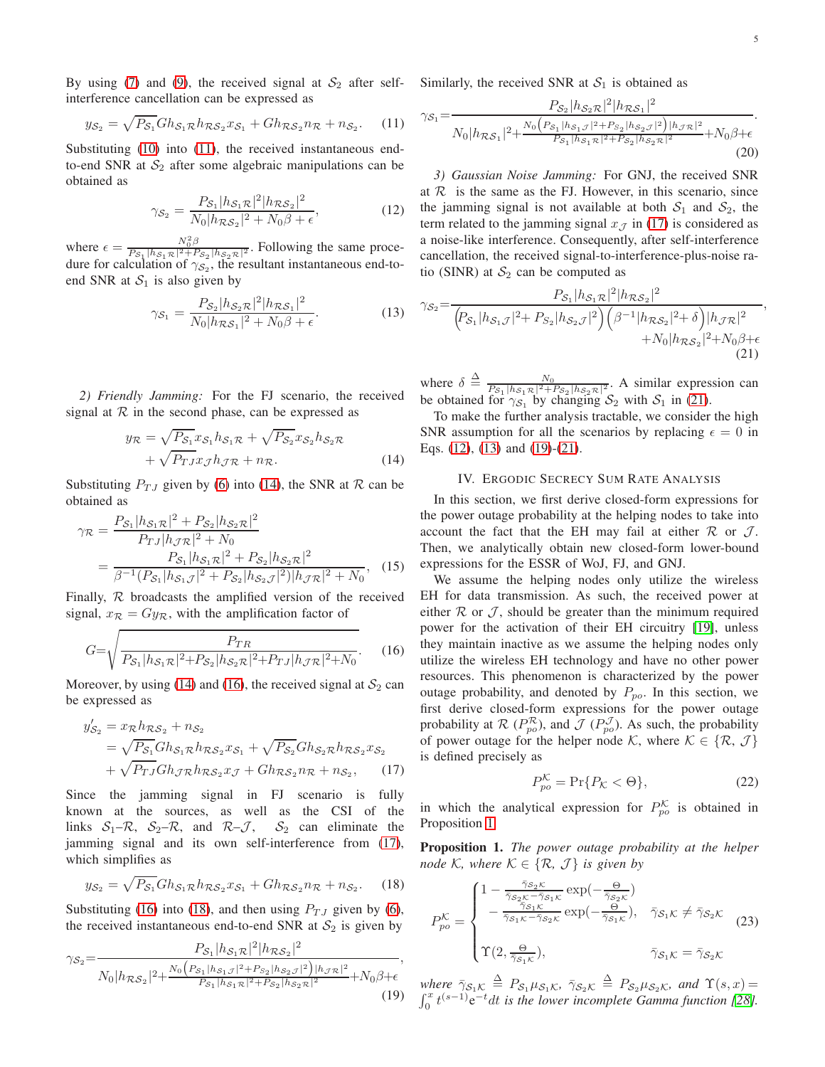By using (7) and (9), the received signal at $\mathcal{S}_2$ after self-interference cancellation can be expressed as

$$y_{\mathcal{S}_2} = \sqrt{P_{\mathcal{S}_1}} G h_{\mathcal{S}_1\mathcal{R}} h_{\mathcal{R}\mathcal{S}_2} x_{\mathcal{S}_1} + G h_{\mathcal{R}\mathcal{S}_2} n_{\mathcal{R}} + n_{\mathcal{S}_2}. \quad (11)$$

Substituting (10) into (11), the received instantaneous end-to-end SNR at $\mathcal{S}_2$ after some algebraic manipulations can be obtained as

$$\gamma_{\mathcal{S}_2} = \frac{P_{\mathcal{S}_1}|h_{\mathcal{S}_1\mathcal{R}}|^2|h_{\mathcal{R}\mathcal{S}_2}|^2}{N_0|h_{\mathcal{R}\mathcal{S}_2}|^2 + N_0\beta + \epsilon}, \quad (12)$$

where $\epsilon = \frac{N_0^2\beta}{P_{\mathcal{S}_1}|h_{\mathcal{S}_1\mathcal{R}}|^2+P_{\mathcal{S}_2}|h_{\mathcal{S}_2\mathcal{R}}|^2}$. Following the same procedure for calculation of $\gamma_{\mathcal{S}_2}$, the resultant instantaneous end-to-end SNR at $\mathcal{S}_1$ is also given by

$$\gamma_{\mathcal{S}_1} = \frac{P_{\mathcal{S}_2}|h_{\mathcal{S}_2\mathcal{R}}|^2|h_{\mathcal{R}\mathcal{S}_1}|^2}{N_0|h_{\mathcal{R}\mathcal{S}_1}|^2 + N_0\beta + \epsilon}. \quad (13)$$

*2) Friendly Jamming:* For the FJ scenario, the received signal at $\mathcal{R}$ in the second phase, can be expressed as

$$y_{\mathcal{R}} = \sqrt{P_{\mathcal{S}_1}} x_{\mathcal{S}_1} h_{\mathcal{S}_1\mathcal{R}} + \sqrt{P_{\mathcal{S}_2}} x_{\mathcal{S}_2} h_{\mathcal{S}_2\mathcal{R}} + \sqrt{P_{TJ}} x_{\mathcal{J}} h_{\mathcal{J}\mathcal{R}} + n_{\mathcal{R}}. \quad (14)$$

Substituting $P_{TJ}$ given by (6) into (14), the SNR at $\mathcal{R}$ can be obtained as

$$\gamma_{\mathcal{R}} = \frac{P_{\mathcal{S}_1}|h_{\mathcal{S}_1\mathcal{R}}|^2 + P_{\mathcal{S}_2}|h_{\mathcal{S}_2\mathcal{R}}|^2}{P_{TJ}|h_{\mathcal{J}\mathcal{R}}|^2 + N_0} = \frac{P_{\mathcal{S}_1}|h_{\mathcal{S}_1\mathcal{R}}|^2 + P_{\mathcal{S}_2}|h_{\mathcal{S}_2\mathcal{R}}|^2}{\beta^{-1}(P_{\mathcal{S}_1}|h_{\mathcal{S}_1\mathcal{J}}|^2 + P_{\mathcal{S}_2}|h_{\mathcal{S}_2\mathcal{J}}|^2)|h_{\mathcal{J}\mathcal{R}}|^2 + N_0}, \quad (15)$$

Finally, $\mathcal{R}$ broadcasts the amplified version of the received signal, $x_{\mathcal{R}} = G y_{\mathcal{R}}$, with the amplification factor of

$$G=\sqrt{\frac{P_{TR}}{P_{\mathcal{S}_1}|h_{\mathcal{S}_1\mathcal{R}}|^2+P_{\mathcal{S}_2}|h_{\mathcal{S}_2\mathcal{R}}|^2+P_{TJ}|h_{\mathcal{J}\mathcal{R}}|^2+N_0}}. \quad (16)$$

Moreover, by using (14) and (16), the received signal at $\mathcal{S}_2$ can be expressed as

$$\begin{aligned} y'_{\mathcal{S}_2} &= x_{\mathcal{R}} h_{\mathcal{R}\mathcal{S}_2} + n_{\mathcal{S}_2} \\ &= \sqrt{P_{\mathcal{S}_1}} G h_{\mathcal{S}_1\mathcal{R}} h_{\mathcal{R}\mathcal{S}_2} x_{\mathcal{S}_1} + \sqrt{P_{\mathcal{S}_2}} G h_{\mathcal{S}_2\mathcal{R}} h_{\mathcal{R}\mathcal{S}_2} x_{\mathcal{S}_2} \\ &+ \sqrt{P_{TJ}} G h_{\mathcal{J}\mathcal{R}} h_{\mathcal{R}\mathcal{S}_2} x_{\mathcal{J}} + G h_{\mathcal{R}\mathcal{S}_2} n_{\mathcal{R}} + n_{\mathcal{S}_2}, \end{aligned} \quad (17)$$

Since the jamming signal in FJ scenario is fully known at the sources, as well as the CSI of the links $\mathcal{S}_1$–$\mathcal{R}$, $\mathcal{S}_2$–$\mathcal{R}$, and $\mathcal{R}$–$\mathcal{J}$, $\mathcal{S}_2$ can eliminate the jamming signal and its own self-interference from (17), which simplifies as

$$y_{\mathcal{S}_2} = \sqrt{P_{\mathcal{S}_1}} G h_{\mathcal{S}_1\mathcal{R}} h_{\mathcal{R}\mathcal{S}_2} x_{\mathcal{S}_1} + G h_{\mathcal{R}\mathcal{S}_2} n_{\mathcal{R}} + n_{\mathcal{S}_2}. \quad (18)$$

Substituting (16) into (18), and then using $P_{TJ}$ given by (6), the received instantaneous end-to-end SNR at $\mathcal{S}_2$ is given by

$$\gamma_{\mathcal{S}_2}=\frac{P_{\mathcal{S}_1}|h_{\mathcal{S}_1\mathcal{R}}|^2|h_{\mathcal{R}\mathcal{S}_2}|^2}{N_0|h_{\mathcal{R}\mathcal{S}_2}|^2+\frac{N_0\left(P_{\mathcal{S}_1}|h_{\mathcal{S}_1\mathcal{J}}|^2+P_{\mathcal{S}_2}|h_{\mathcal{S}_2\mathcal{J}}|^2\right)|h_{\mathcal{J}\mathcal{R}}|^2}{P_{\mathcal{S}_1}|h_{\mathcal{S}_1\mathcal{R}}|^2+P_{\mathcal{S}_2}|h_{\mathcal{S}_2\mathcal{R}}|^2}+N_0\beta+\epsilon}, \quad (19)$$

Similarly, the received SNR at $\mathcal{S}_1$ is obtained as

$$\gamma_{\mathcal{S}_1}=\frac{P_{\mathcal{S}_2}|h_{\mathcal{S}_2\mathcal{R}}|^2|h_{\mathcal{R}\mathcal{S}_1}|^2}{N_0|h_{\mathcal{R}\mathcal{S}_1}|^2+\frac{N_0\left(P_{\mathcal{S}_1}|h_{\mathcal{S}_1\mathcal{J}}|^2+P_{\mathcal{S}_2}|h_{\mathcal{S}_2\mathcal{J}}|^2\right)|h_{\mathcal{J}\mathcal{R}}|^2}{P_{\mathcal{S}_1}|h_{\mathcal{S}_1\mathcal{R}}|^2+P_{\mathcal{S}_2}|h_{\mathcal{S}_2\mathcal{R}}|^2}+N_0\beta+\epsilon}. \quad (20)$$

*3) Gaussian Noise Jamming:* For GNJ, the received SNR at $\mathcal{R}$ is the same as the FJ. However, in this scenario, since the jamming signal is not available at both $\mathcal{S}_1$ and $\mathcal{S}_2$, the term related to the jamming signal $x_{\mathcal{J}}$ in (17) is considered as a noise-like interference. Consequently, after self-interference cancellation, the received signal-to-interference-plus-noise ratio (SINR) at $\mathcal{S}_2$ can be computed as

$$\gamma_{\mathcal{S}_2}=\frac{P_{\mathcal{S}_1}|h_{\mathcal{S}_1\mathcal{R}}|^2|h_{\mathcal{R}\mathcal{S}_2}|^2}{\left(P_{\mathcal{S}_1}|h_{\mathcal{S}_1\mathcal{J}}|^2+P_{\mathcal{S}_2}|h_{\mathcal{S}_2\mathcal{J}}|^2\right)\left(\beta^{-1}|h_{\mathcal{R}\mathcal{S}_2}|^2+\delta\right)|h_{\mathcal{J}\mathcal{R}}|^2+N_0|h_{\mathcal{R}\mathcal{S}_2}|^2+N_0\beta+\epsilon}, \quad (21)$$

where $\delta \triangleq \frac{N_0}{P_{\mathcal{S}_1}|h_{\mathcal{S}_1\mathcal{R}}|^2+P_{\mathcal{S}_2}|h_{\mathcal{S}_2\mathcal{R}}|^2}$. A similar expression can be obtained for $\gamma_{\mathcal{S}_1}$ by changing $\mathcal{S}_2$ with $\mathcal{S}_1$ in (21).

To make the further analysis tractable, we consider the high SNR assumption for all the scenarios by replacing $\epsilon = 0$ in Eqs. (12), (13) and (19)-(21).

## IV. Ergodic Secrecy Sum Rate Analysis

In this section, we first derive closed-form expressions for the power outage probability at the helping nodes to take into account the fact that the EH may fail at either $\mathcal{R}$ or $\mathcal{J}$. Then, we analytically obtain new closed-form lower-bound expressions for the ESSR of WoJ, FJ, and GNJ.

We assume the helping nodes only utilize the wireless EH for data transmission. As such, the received power at either $\mathcal{R}$ or $\mathcal{J}$, should be greater than the minimum required power for the activation of their EH circuitry [19], unless they maintain inactive as we assume the helping nodes only utilize the wireless EH technology and have no other power resources. This phenomenon is characterized by the power outage probability, and denoted by $P_{po}$. In this section, we first derive closed-form expressions for the power outage probability at $\mathcal{R}$ ($P_{po}^{\mathcal{R}}$), and $\mathcal{J}$ ($P_{po}^{\mathcal{J}}$). As such, the probability of power outage for the helper node $\mathcal{K}$, where $\mathcal{K} \in \{\mathcal{R}, \mathcal{J}\}$ is defined precisely as

$$P_{po}^{\mathcal{K}} = \Pr\{P_{\mathcal{K}} < \Theta\}, \quad (22)$$

in which the analytical expression for $P_{po}^{\mathcal{K}}$ is obtained in Proposition 1.

**Proposition 1.** *The power outage probability at the helper node $\mathcal{K}$, where $\mathcal{K} \in \{\mathcal{R}, \mathcal{J}\}$ is given by*

$$P_{po}^{\mathcal{K}} = \begin{cases} 1 - \frac{\bar{\gamma}_{\mathcal{S}_2\mathcal{K}}}{\bar{\gamma}_{\mathcal{S}_2\mathcal{K}}-\bar{\gamma}_{\mathcal{S}_1\mathcal{K}}}\exp(-\frac{\Theta}{\bar{\gamma}_{\mathcal{S}_2\mathcal{K}}}) \\ \quad - \frac{\bar{\gamma}_{\mathcal{S}_1\mathcal{K}}}{\bar{\gamma}_{\mathcal{S}_1\mathcal{K}}-\bar{\gamma}_{\mathcal{S}_2\mathcal{K}}}\exp(-\frac{\Theta}{\bar{\gamma}_{\mathcal{S}_1\mathcal{K}}}), & \bar{\gamma}_{\mathcal{S}_1\mathcal{K}} \neq \bar{\gamma}_{\mathcal{S}_2\mathcal{K}} \\ \Upsilon(2, \frac{\Theta}{\bar{\gamma}_{\mathcal{S}_1\mathcal{K}}}), & \bar{\gamma}_{\mathcal{S}_1\mathcal{K}} = \bar{\gamma}_{\mathcal{S}_2\mathcal{K}} \end{cases} \quad (23)$$

*where $\bar{\gamma}_{\mathcal{S}_1\mathcal{K}} \triangleq P_{\mathcal{S}_1}\mu_{\mathcal{S}_1\mathcal{K}}$, $\bar{\gamma}_{\mathcal{S}_2\mathcal{K}} \triangleq P_{\mathcal{S}_2}\mu_{\mathcal{S}_2\mathcal{K}}$, and $\Upsilon(s,x) = \int_0^x t^{(s-1)}e^{-t}dt$ is the lower incomplete Gamma function [28].*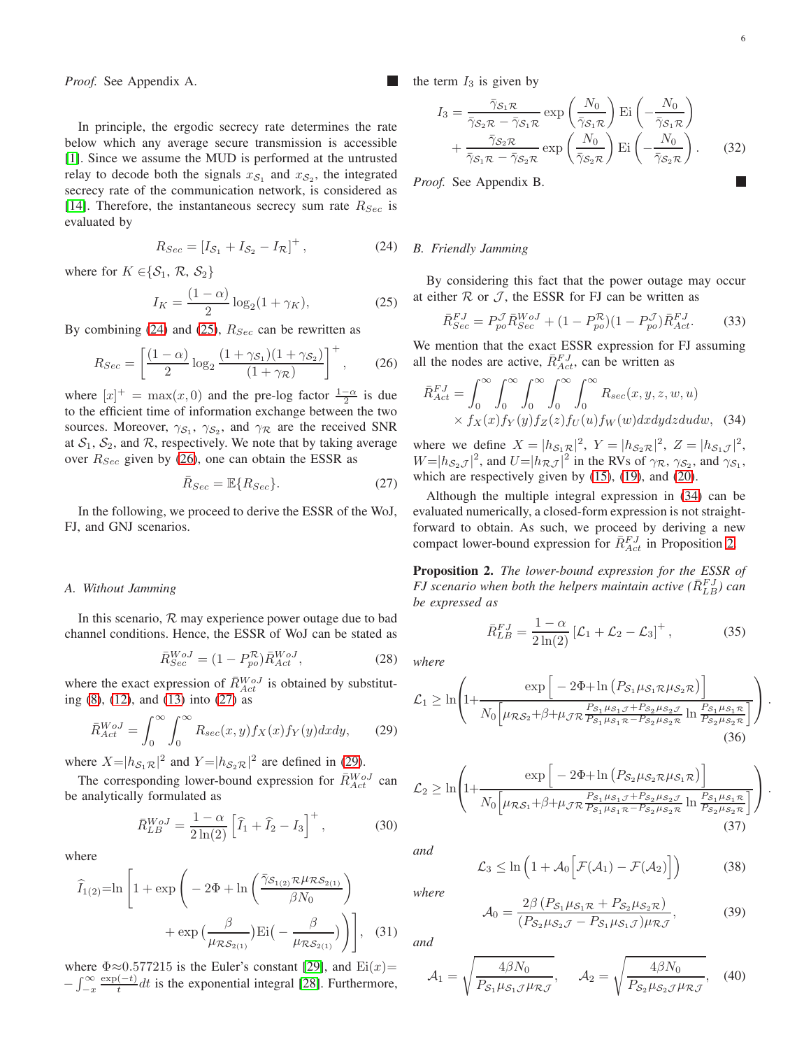*Proof.* See Appendix A. ∎

In principle, the ergodic secrecy rate determines the rate below which any average secure transmission is accessible [1]. Since we assume the MUD is performed at the untrusted relay to decode both the signals $x_{\mathcal{S}_1}$ and $x_{\mathcal{S}_2}$, the integrated secrecy rate of the communication network, is considered as [14]. Therefore, the instantaneous secrecy sum rate $R_{Sec}$ is evaluated by

$$R_{Sec} = \left[ I_{\mathcal{S}_1} + I_{\mathcal{S}_2} - I_{\mathcal{R}} \right]^+, \tag{24}$$

where for $K \in \{\mathcal{S}_1, \mathcal{R}, \mathcal{S}_2\}$

$$I_K = \frac{(1-\alpha)}{2} \log_2 (1 + \gamma_K), \tag{25}$$

By combining (24) and (25), $R_{Sec}$ can be rewritten as

$$R_{Sec} = \left[ \frac{(1-\alpha)}{2} \log_2 \frac{(1+\gamma_{\mathcal{S}_1})(1+\gamma_{\mathcal{S}_2})}{(1+\gamma_{\mathcal{R}})} \right]^+, \tag{26}$$

where $[x]^+ = \max(x, 0)$ and the pre-log factor $\frac{1-\alpha}{2}$ is due to the efficient time of information exchange between the two sources. Moreover, $\gamma_{\mathcal{S}_1}$, $\gamma_{\mathcal{S}_2}$, and $\gamma_{\mathcal{R}}$ are the received SNR at $\mathcal{S}_1$, $\mathcal{S}_2$, and $\mathcal{R}$, respectively. We note that by taking average over $R_{Sec}$ given by (26), one can obtain the ESSR as

$$\bar{R}_{Sec} = \mathbb{E}\{R_{Sec}\}. \tag{27}$$

In the following, we proceed to derive the ESSR of the WoJ, FJ, and GNJ scenarios.

## A. Without Jamming

In this scenario, $\mathcal{R}$ may experience power outage due to bad channel conditions. Hence, the ESSR of WoJ can be stated as

$$\bar{R}^{WoJ}_{Sec} = (1 - P^{\mathcal{R}}_{po}) \bar{R}^{WoJ}_{Act}, \tag{28}$$

where the exact expression of $\bar{R}^{WoJ}_{Act}$ is obtained by substituting (8), (12), and (13) into (27) as

$$\bar{R}^{WoJ}_{Act} = \int_0^\infty \int_0^\infty R_{sec}(x, y) f_X(x) f_Y(y) dx dy, \tag{29}$$

where $X = |h_{\mathcal{S}_1\mathcal{R}}|^2$ and $Y = |h_{\mathcal{S}_2\mathcal{R}}|^2$ are defined in (29).

The corresponding lower-bound expression for $\bar{R}^{WoJ}_{Act}$ can be analytically formulated as

$$\bar{R}^{WoJ}_{LB} = \frac{1-\alpha}{2\ln(2)} \left[ \widehat{I}_1 + \widehat{I}_2 - I_3 \right]^+, \tag{30}$$

where

$$\widehat{I}_{1(2)} = \ln \left[ 1 + \exp\left( -2\Phi + \ln\left( \frac{\bar{\gamma}_{\mathcal{S}_{1(2)}\mathcal{R}} \mu_{\mathcal{R}\mathcal{S}_{2(1)}}}{\beta N_0} \right) + \exp\left(\frac{\beta}{\mu_{\mathcal{R}\mathcal{S}_{2(1)}}}\right) \mathrm{Ei}\left(-\frac{\beta}{\mu_{\mathcal{R}\mathcal{S}_{2(1)}}}\right) \right) \right], \tag{31}$$

where $\Phi \approx 0.577215$ is the Euler's constant [29], and $\mathrm{Ei}(x) = -\int_{-x}^{\infty} \frac{\exp(-t)}{t} dt$ is the exponential integral [28]. Furthermore, the term $I_3$ is given by

$$I_3 = \frac{\bar{\gamma}_{\mathcal{S}_1\mathcal{R}}}{\bar{\gamma}_{\mathcal{S}_2\mathcal{R}} - \bar{\gamma}_{\mathcal{S}_1\mathcal{R}}} \exp\left( \frac{N_0}{\bar{\gamma}_{\mathcal{S}_1\mathcal{R}}} \right) \mathrm{Ei}\left( -\frac{N_0}{\bar{\gamma}_{\mathcal{S}_1\mathcal{R}}} \right) + \frac{\bar{\gamma}_{\mathcal{S}_2\mathcal{R}}}{\bar{\gamma}_{\mathcal{S}_1\mathcal{R}} - \bar{\gamma}_{\mathcal{S}_2\mathcal{R}}} \exp\left( \frac{N_0}{\bar{\gamma}_{\mathcal{S}_2\mathcal{R}}} \right) \mathrm{Ei}\left( -\frac{N_0}{\bar{\gamma}_{\mathcal{S}_2\mathcal{R}}} \right). \tag{32}$$

*Proof.* See Appendix B. ∎

## B. Friendly Jamming

By considering this fact that the power outage may occur at either $\mathcal{R}$ or $\mathcal{J}$, the ESSR for FJ can be written as

$$\bar{R}^{FJ}_{Sec} = P^{\mathcal{J}}_{po} \bar{R}^{WoJ}_{Sec} + (1 - P^{\mathcal{R}}_{po})(1 - P^{\mathcal{J}}_{po}) \bar{R}^{FJ}_{Act}. \tag{33}$$

We mention that the exact ESSR expression for FJ assuming all the nodes are active, $\bar{R}^{FJ}_{Act}$, can be written as

$$\bar{R}^{FJ}_{Act} = \int_0^\infty \int_0^\infty \int_0^\infty \int_0^\infty \int_0^\infty R_{sec}(x, y, z, w, u) \times f_X(x) f_Y(y) f_Z(z) f_U(u) f_W(w) dx dy dz du dw, \tag{34}$$

where we define $X = |h_{\mathcal{S}_1\mathcal{R}}|^2$, $Y = |h_{\mathcal{S}_2\mathcal{R}}|^2$, $Z = |h_{\mathcal{S}_1\mathcal{J}}|^2$, $W = |h_{\mathcal{S}_2\mathcal{J}}|^2$, and $U = |h_{\mathcal{R}\mathcal{J}}|^2$ in the RVs of $\gamma_{\mathcal{R}}$, $\gamma_{\mathcal{S}_2}$, and $\gamma_{\mathcal{S}_1}$, which are respectively given by (15), (19), and (20).

Although the multiple integral expression in (34) can be evaluated numerically, a closed-form expression is not straightforward to obtain. As such, we proceed by deriving a new compact lower-bound expression for $\bar{R}^{FJ}_{Act}$ in Proposition 2.

**Proposition 2.** *The lower-bound expression for the ESSR of FJ scenario when both the helpers maintain active ($\bar{R}^{FJ}_{LB}$) can be expressed as*

$$\bar{R}^{FJ}_{LB} = \frac{1-\alpha}{2\ln(2)} \left[ \mathcal{L}_1 + \mathcal{L}_2 - \mathcal{L}_3 \right]^+, \tag{35}$$

*where*

$$\mathcal{L}_1 \geq \ln\left( 1 + \frac{\exp\left[ -2\Phi + \ln\left( P_{\mathcal{S}_1} \mu_{\mathcal{S}_1\mathcal{R}} \mu_{\mathcal{S}_2\mathcal{R}} \right) \right]}{N_0 \left[ \mu_{\mathcal{R}\mathcal{S}_2} + \beta + \mu_{\mathcal{J}\mathcal{R}} \frac{P_{\mathcal{S}_1}\mu_{\mathcal{S}_1\mathcal{J}} + P_{\mathcal{S}_2}\mu_{\mathcal{S}_2\mathcal{J}}}{P_{\mathcal{S}_1}\mu_{\mathcal{S}_1\mathcal{R}} - P_{\mathcal{S}_2}\mu_{\mathcal{S}_2\mathcal{R}}} \ln \frac{P_{\mathcal{S}_1}\mu_{\mathcal{S}_1\mathcal{R}}}{P_{\mathcal{S}_2}\mu_{\mathcal{S}_2\mathcal{R}}} \right]} \right). \tag{36}$$

$$\mathcal{L}_2 \geq \ln\left( 1 + \frac{\exp\left[ -2\Phi + \ln\left( P_{\mathcal{S}_2} \mu_{\mathcal{S}_2\mathcal{R}} \mu_{\mathcal{S}_1\mathcal{R}} \right) \right]}{N_0 \left[ \mu_{\mathcal{R}\mathcal{S}_1} + \beta + \mu_{\mathcal{J}\mathcal{R}} \frac{P_{\mathcal{S}_1}\mu_{\mathcal{S}_1\mathcal{J}} + P_{\mathcal{S}_2}\mu_{\mathcal{S}_2\mathcal{J}}}{P_{\mathcal{S}_1}\mu_{\mathcal{S}_1\mathcal{R}} - P_{\mathcal{S}_2}\mu_{\mathcal{S}_2\mathcal{R}}} \ln \frac{P_{\mathcal{S}_1}\mu_{\mathcal{S}_1\mathcal{R}}}{P_{\mathcal{S}_2}\mu_{\mathcal{S}_2\mathcal{R}}} \right]} \right). \tag{37}$$

*and*

$$\mathcal{L}_3 \leq \ln\left( 1 + \mathcal{A}_0 \left[ \mathcal{F}(\mathcal{A}_1) - \mathcal{F}(\mathcal{A}_2) \right] \right) \tag{38}$$

*where*

$$\mathcal{A}_0 = \frac{2\beta \left( P_{\mathcal{S}_1}\mu_{\mathcal{S}_1\mathcal{R}} + P_{\mathcal{S}_2}\mu_{\mathcal{S}_2\mathcal{R}} \right)}{\left( P_{\mathcal{S}_2}\mu_{\mathcal{S}_2\mathcal{J}} - P_{\mathcal{S}_1}\mu_{\mathcal{S}_1\mathcal{J}} \right) \mu_{\mathcal{R}\mathcal{J}}}, \tag{39}$$

*and*

$$\mathcal{A}_1 = \sqrt{\frac{4\beta N_0}{P_{\mathcal{S}_1}\mu_{\mathcal{S}_1\mathcal{J}}\mu_{\mathcal{R}\mathcal{J}}}}, \quad \mathcal{A}_2 = \sqrt{\frac{4\beta N_0}{P_{\mathcal{S}_2}\mu_{\mathcal{S}_2\mathcal{J}}\mu_{\mathcal{R}\mathcal{J}}}}, \tag{40}$$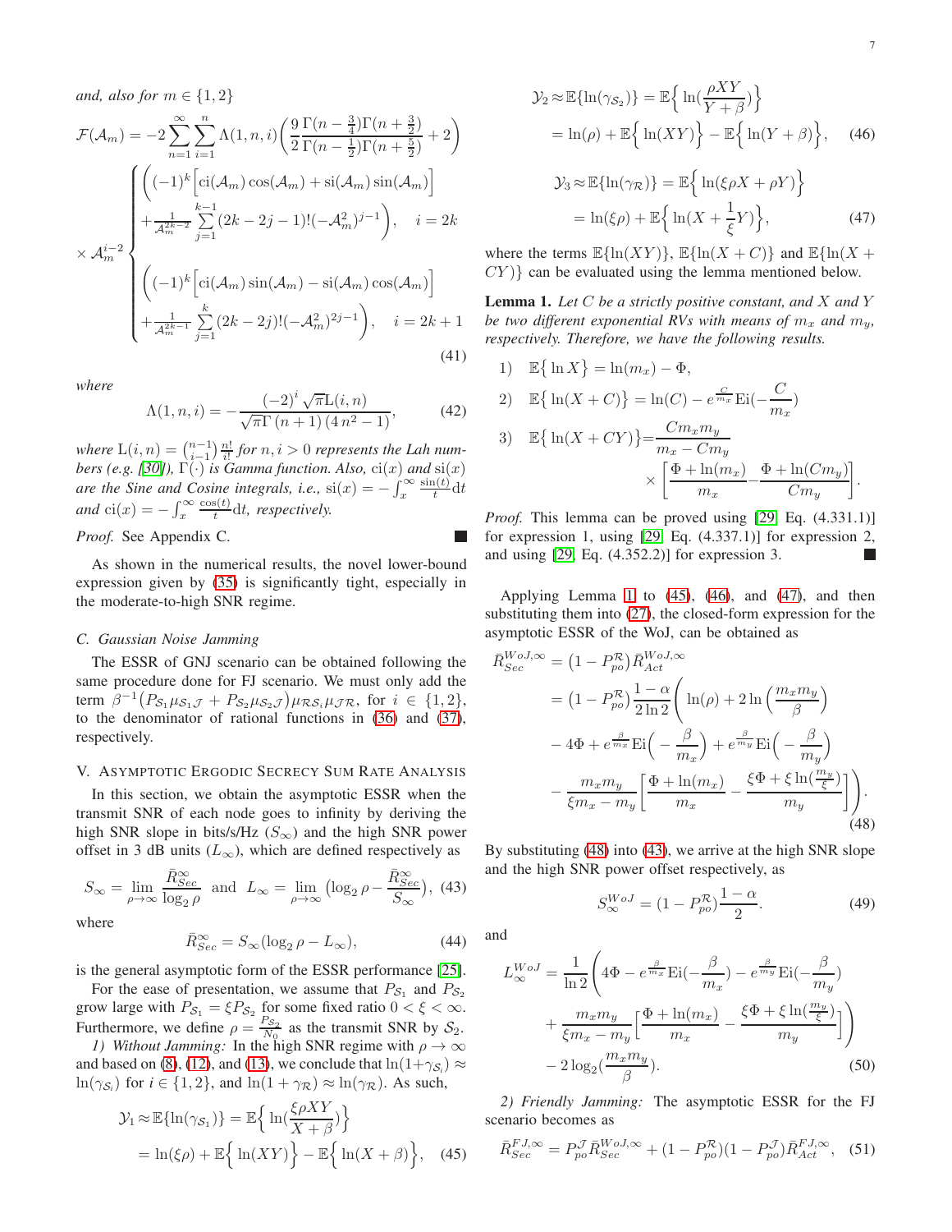*and, also for* $m \in \{1,2\}$

$$
\mathcal{F}(\mathcal{A}_m) = -2\sum_{n=1}^{\infty}\sum_{i=1}^{n}\Lambda(1,n,i)\left(\frac{9}{2}\frac{\Gamma(n-\frac{3}{4})\Gamma(n+\frac{3}{2})}{\Gamma(n-\frac{1}{2})\Gamma(n+\frac{5}{2})}+2\right)
$$

$$
\times\,\mathcal{A}_m^{i-2}\begin{cases}\Bigg((-1)^k\Big[\mathrm{ci}(\mathcal{A}_m)\cos(\mathcal{A}_m)+\mathrm{si}(\mathcal{A}_m)\sin(\mathcal{A}_m)\Big] \\ +\frac{1}{\mathcal{A}_m^{2k-2}}\sum\limits_{j=1}^{k-1}(2k-2j-1)!(-\mathcal{A}_m^2)^{j-1}\Bigg), & i=2k\\[2ex] \Bigg((-1)^k\Big[\mathrm{ci}(\mathcal{A}_m)\sin(\mathcal{A}_m)-\mathrm{si}(\mathcal{A}_m)\cos(\mathcal{A}_m)\Big] \\ +\frac{1}{\mathcal{A}_m^{2k-1}}\sum\limits_{j=1}^{k}(2k-2j)!(-\mathcal{A}_m^2)^{2j-1}\Bigg), & i=2k+1\end{cases} \tag{41}
$$

*where*

$$
\Lambda(1,n,i) = -\frac{(-2)^i\sqrt{\pi}\mathrm{L}(i,n)}{\sqrt{\pi}\Gamma(n+1)(4n^2-1)}, \tag{42}
$$

*where* $\mathrm{L}(i,n)=\binom{n-1}{i-1}\frac{n!}{i!}$ *for* $n,i>0$ *represents the Lah numbers (e.g. [30]),* $\Gamma(\cdot)$ *is Gamma function. Also,* $\mathrm{ci}(x)$ *and* $\mathrm{si}(x)$ *are the Sine and Cosine integrals, i.e.,* $\mathrm{si}(x)=-\int_x^{\infty}\frac{\sin(t)}{t}\mathrm{d}t$ *and* $\mathrm{ci}(x)=-\int_x^{\infty}\frac{\cos(t)}{t}\mathrm{d}t$*, respectively.*

*Proof.* See Appendix C. ∎

As shown in the numerical results, the novel lower-bound expression given by (35) is significantly tight, especially in the moderate-to-high SNR regime.

### *C. Gaussian Noise Jamming*

The ESSR of GNJ scenario can be obtained following the same procedure done for FJ scenario. We must only add the term $\beta^{-1}\big(P_{\mathcal{S}_1}\mu_{\mathcal{S}_1\mathcal{J}}+P_{\mathcal{S}_2}\mu_{\mathcal{S}_2\mathcal{J}}\big)\mu_{\mathcal{R}\mathcal{S}_i}\mu_{\mathcal{J}\mathcal{R}}$, for $i\in\{1,2\}$, to the denominator of rational functions in (36) and (37), respectively.

## V. Asymptotic Ergodic Secrecy Sum Rate Analysis

In this section, we obtain the asymptotic ESSR when the transmit SNR of each node goes to infinity by deriving the high SNR slope in bits/s/Hz ($S_\infty$) and the high SNR power offset in 3 dB units ($L_\infty$), which are defined respectively as

$$
S_\infty=\lim_{\rho\to\infty}\frac{\bar{R}_{Sec}^{\infty}}{\log_2\rho}\ \text{ and }\ L_\infty=\lim_{\rho\to\infty}\big(\log_2\rho-\frac{\bar{R}_{Sec}^{\infty}}{S_\infty}\big), \tag{43}
$$

where

$$
\bar{R}_{Sec}^{\infty}=S_\infty(\log_2\rho-L_\infty), \tag{44}
$$

is the general asymptotic form of the ESSR performance [25].

For the ease of presentation, we assume that $P_{\mathcal{S}_1}$ and $P_{\mathcal{S}_2}$ grow large with $P_{\mathcal{S}_1}=\xi P_{\mathcal{S}_2}$ for some fixed ratio $0<\xi<\infty$. Furthermore, we define $\rho=\frac{P_{\mathcal{S}_2}}{N_0}$ as the transmit SNR by $\mathcal{S}_2$.

*1) Without Jamming:* In the high SNR regime with $\rho\to\infty$ and based on (8), (12), and (13), we conclude that $\ln(1+\gamma_{\mathcal{S}_i})\approx\ln(\gamma_{\mathcal{S}_i})$ for $i\in\{1,2\}$, and $\ln(1+\gamma_{\mathcal{R}})\approx\ln(\gamma_{\mathcal{R}})$. As such,

$$
\begin{aligned}
\mathcal{Y}_1 &\approx \mathbb{E}\{\ln(\gamma_{\mathcal{S}_1})\}=\mathbb{E}\Big\{\ln(\frac{\xi\rho XY}{X+\beta})\Big\}\\
&=\ln(\xi\rho)+\mathbb{E}\Big\{\ln(XY)\Big\}-\mathbb{E}\Big\{\ln(X+\beta)\Big\},
\end{aligned} \tag{45}
$$

$$
\begin{aligned}
\mathcal{Y}_2 &\approx \mathbb{E}\{\ln(\gamma_{\mathcal{S}_2})\}=\mathbb{E}\Big\{\ln(\frac{\rho XY}{Y+\beta})\Big\}\\
&=\ln(\rho)+\mathbb{E}\Big\{\ln(XY)\Big\}-\mathbb{E}\Big\{\ln(Y+\beta)\Big\},
\end{aligned} \tag{46}
$$

$$
\begin{aligned}
\mathcal{Y}_3 &\approx \mathbb{E}\{\ln(\gamma_{\mathcal{R}})\}=\mathbb{E}\Big\{\ln(\xi\rho X+\rho Y)\Big\}\\
&=\ln(\xi\rho)+\mathbb{E}\Big\{\ln(X+\frac{1}{\xi}Y)\Big\},
\end{aligned} \tag{47}
$$

where the terms $\mathbb{E}\{\ln(XY)\}$, $\mathbb{E}\{\ln(X+C)\}$ and $\mathbb{E}\{\ln(X+CY)\}$ can be evaluated using the lemma mentioned below.

**Lemma 1.** *Let* $C$ *be a strictly positive constant, and* $X$ *and* $Y$ *be two different exponential RVs with means of* $m_x$ *and* $m_y$*, respectively. Therefore, we have the following results.*

1) $\mathbb{E}\big\{\ln X\big\}=\ln(m_x)-\Phi,$

2) $\mathbb{E}\big\{\ln(X+C)\big\}=\ln(C)-e^{\frac{C}{m_x}}\mathrm{Ei}(-\frac{C}{m_x})$

3) $\mathbb{E}\big\{\ln(X+CY)\big\}=\dfrac{Cm_xm_y}{m_x-Cm_y}\times\Big[\dfrac{\Phi+\ln(m_x)}{m_x}-\dfrac{\Phi+\ln(Cm_y)}{Cm_y}\Big].$

*Proof.* This lemma can be proved using [29, Eq. (4.331.1)] for expression 1, using [29, Eq. (4.337.1)] for expression 2, and using [29, Eq. (4.352.2)] for expression 3. ∎

Applying Lemma 1 to (45), (46), and (47), and then substituting them into (27), the closed-form expression for the asymptotic ESSR of the WoJ, can be obtained as

$$
\begin{aligned}
\bar{R}_{Sec}^{WoJ,\infty} &= \big(1-P_{po}^{\mathcal{R}}\big)\bar{R}_{Act}^{WoJ,\infty}\\
&=\big(1-P_{po}^{\mathcal{R}}\big)\frac{1-\alpha}{2\ln 2}\Bigg(\ln(\rho)+2\ln\Big(\frac{m_xm_y}{\beta}\Big)\\
&\quad-4\Phi+e^{\frac{\beta}{m_x}}\mathrm{Ei}\Big(-\frac{\beta}{m_x}\Big)+e^{\frac{\beta}{m_y}}\mathrm{Ei}\Big(-\frac{\beta}{m_y}\Big)\\
&\quad-\frac{m_xm_y}{\xi m_x-m_y}\Big[\frac{\Phi+\ln(m_x)}{m_x}-\frac{\xi\Phi+\xi\ln(\frac{m_y}{\xi})}{m_y}\Big]\Bigg).
\end{aligned} \tag{48}
$$

By substituting (48) into (43), we arrive at the high SNR slope and the high SNR power offset respectively, as

$$
S_\infty^{WoJ}=(1-P_{po}^{\mathcal{R}})\frac{1-\alpha}{2}. \tag{49}
$$

and

$$
\begin{aligned}
L_\infty^{WoJ} &= \frac{1}{\ln 2}\Bigg(4\Phi-e^{\frac{\beta}{m_x}}\mathrm{Ei}(-\frac{\beta}{m_x})-e^{\frac{\beta}{m_y}}\mathrm{Ei}(-\frac{\beta}{m_y})\\
&\quad+\frac{m_xm_y}{\xi m_x-m_y}\Big[\frac{\Phi+\ln(m_x)}{m_x}-\frac{\xi\Phi+\xi\ln(\frac{m_y}{\xi})}{m_y}\Big]\Bigg)\\
&\quad-2\log_2(\frac{m_xm_y}{\beta}).
\end{aligned} \tag{50}
$$

*2) Friendly Jamming:* The asymptotic ESSR for the FJ scenario becomes as

$$
\bar{R}_{Sec}^{FJ,\infty}=P_{po}^{\mathcal{J}}\bar{R}_{Sec}^{WoJ,\infty}+(1-P_{po}^{\mathcal{R}})(1-P_{po}^{\mathcal{J}})\bar{R}_{Act}^{FJ,\infty}, \tag{51}
$$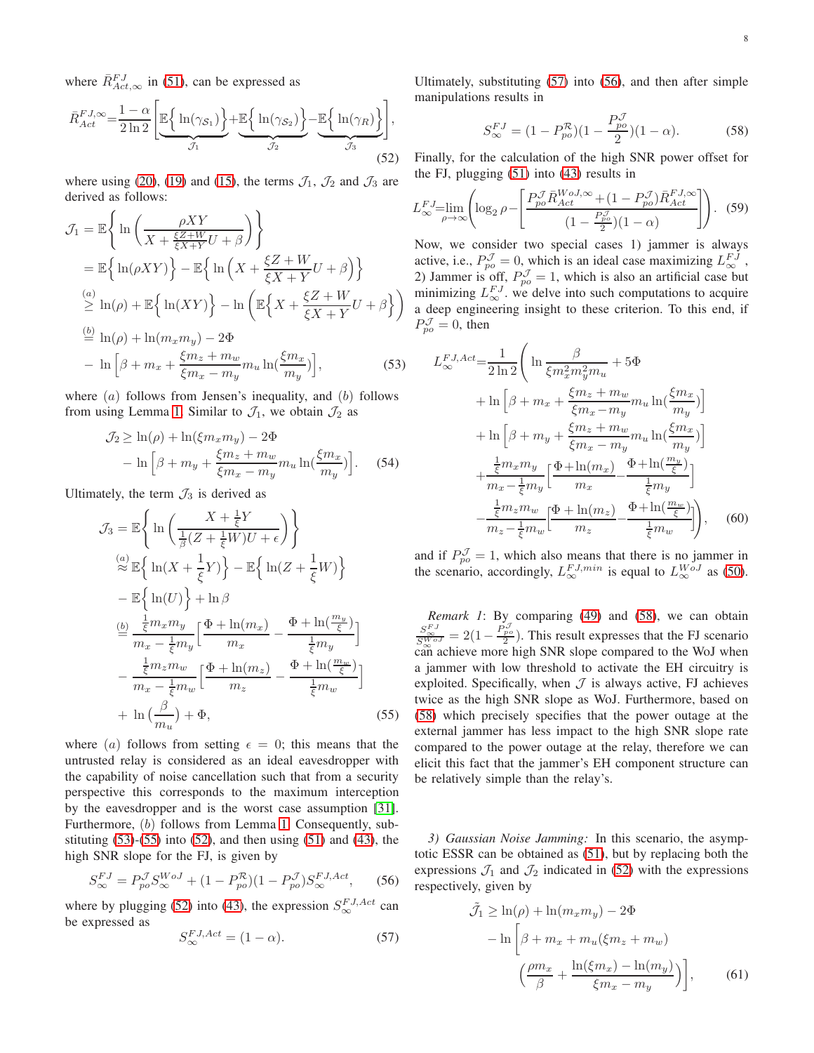where $\bar{R}^{FJ}_{Act,\infty}$ in (51), can be expressed as

$$\bar{R}^{FJ,\infty}_{Act} = \frac{1-\alpha}{2\ln 2}\Bigg[\underbrace{\mathbb{E}\Big\{\ln(\gamma_{S_1})\Big\}}_{\mathcal{J}_1} + \underbrace{\mathbb{E}\Big\{\ln(\gamma_{S_2})\Big\}}_{\mathcal{J}_2} - \underbrace{\mathbb{E}\Big\{\ln(\gamma_R)\Big\}}_{\mathcal{J}_3}\Bigg], \tag{52}$$

where using (20), (19) and (15), the terms $\mathcal{J}_1$, $\mathcal{J}_2$ and $\mathcal{J}_3$ are derived as follows:

$$\begin{aligned}
\mathcal{J}_1 &= \mathbb{E}\Bigg\{\ln\Bigg(\frac{\rho XY}{X + \frac{\xi Z + W}{\xi X + Y}U + \beta}\Bigg)\Bigg\} \\
&= \mathbb{E}\Big\{\ln(\rho XY)\Big\} - \mathbb{E}\Big\{\ln\Big(X + \frac{\xi Z + W}{\xi X + Y}U + \beta\Big)\Big\} \\
&\overset{(a)}{\geq} \ln(\rho) + \mathbb{E}\Big\{\ln(XY)\Big\} - \ln\Big(\mathbb{E}\Big\{X + \frac{\xi Z + W}{\xi X + Y}U + \beta\Big\}\Big) \\
&\overset{(b)}{=} \ln(\rho) + \ln(m_x m_y) - 2\Phi \\
&\quad - \ln\Big[\beta + m_x + \frac{\xi m_z + m_w}{\xi m_x - m_y} m_u \ln(\frac{\xi m_x}{m_y})\Big],
\end{aligned} \tag{53}$$

where $(a)$ follows from Jensen's inequality, and $(b)$ follows from using Lemma 1. Similar to $\mathcal{J}_1$, we obtain $\mathcal{J}_2$ as

$$\begin{aligned}
\mathcal{J}_2 &\geq \ln(\rho) + \ln(\xi m_x m_y) - 2\Phi \\
&\quad - \ln\Big[\beta + m_y + \frac{\xi m_z + m_w}{\xi m_x - m_y} m_u \ln(\frac{\xi m_x}{m_y})\Big].
\end{aligned} \tag{54}$$

Ultimately, the term $\mathcal{J}_3$ is derived as

$$\begin{aligned}
\mathcal{J}_3 &= \mathbb{E}\Bigg\{\ln\Bigg(\frac{X + \frac{1}{\xi}Y}{\frac{1}{\beta}(Z + \frac{1}{\xi}W)U + \epsilon}\Bigg)\Bigg\} \\
&\overset{(a)}{\approx} \mathbb{E}\Big\{\ln(X + \frac{1}{\xi}Y)\Big\} - \mathbb{E}\Big\{\ln(Z + \frac{1}{\xi}W)\Big\} \\
&\quad - \mathbb{E}\Big\{\ln(U)\Big\} + \ln\beta \\
&\overset{(b)}{=} \frac{\frac{1}{\xi}m_x m_y}{m_x - \frac{1}{\xi}m_y}\Big[\frac{\Phi + \ln(m_x)}{m_x} - \frac{\Phi + \ln(\frac{m_y}{\xi})}{\frac{1}{\xi}m_y}\Big] \\
&\quad - \frac{\frac{1}{\xi}m_z m_w}{m_z - \frac{1}{\xi}m_w}\Big[\frac{\Phi + \ln(m_z)}{m_z} - \frac{\Phi + \ln(\frac{m_w}{\xi})}{\frac{1}{\xi}m_w}\Big] \\
&\quad + \ln\big(\frac{\beta}{m_u}\big) + \Phi,
\end{aligned} \tag{55}$$

where $(a)$ follows from setting $\epsilon = 0$; this means that the untrusted relay is considered as an ideal eavesdropper with the capability of noise cancellation such that from a security perspective this corresponds to the maximum interception by the eavesdropper and is the worst case assumption [31]. Furthermore, $(b)$ follows from Lemma 1. Consequently, substituting (53)-(55) into (52), and then using (51) and (43), the high SNR slope for the FJ, is given by

$$S^{FJ}_{\infty} = P^{\mathcal{J}}_{po} S^{WoJ}_{\infty} + (1 - P^{\mathcal{R}}_{po})(1 - P^{\mathcal{J}}_{po}) S^{FJ,Act}_{\infty}, \tag{56}$$

where by plugging (52) into (43), the expression $S^{FJ,Act}_{\infty}$ can be expressed as

$$S^{FJ,Act}_{\infty} = (1 - \alpha). \tag{57}$$

Ultimately, substituting (57) into (56), and then after simple manipulations results in

$$S^{FJ}_{\infty} = (1 - P^{\mathcal{R}}_{po})(1 - \frac{P^{\mathcal{J}}_{po}}{2})(1 - \alpha). \tag{58}$$

Finally, for the calculation of the high SNR power offset for the FJ, plugging (51) into (43) results in

$$L^{FJ}_{\infty} = \lim_{\rho\to\infty}\Bigg(\log_2\rho - \Bigg[\frac{P^{\mathcal{J}}_{po}\bar{R}^{WoJ,\infty}_{Act} + (1 - P^{\mathcal{J}}_{po})\bar{R}^{FJ,\infty}_{Act}}{(1 - \frac{P^{\mathcal{J}}_{po}}{2})(1 - \alpha)}\Bigg]\Bigg). \tag{59}$$

Now, we consider two special cases 1) jammer is always active, i.e., $P^{\mathcal{J}}_{po} = 0$, which is an ideal case maximizing $L^{FJ}_{\infty}$, 2) Jammer is off, $P^{\mathcal{J}}_{po} = 1$, which is also an artificial case but minimizing $L^{FJ}_{\infty}$. we delve into such computations to acquire a deep engineering insight to these criterion. To this end, if $P^{\mathcal{J}}_{po} = 0$, then

$$\begin{aligned}
L^{FJ,Act}_{\infty} = \frac{1}{2\ln 2}\Bigg(&\ln\frac{\beta}{\xi m_x^2 m_y^2 m_u} + 5\Phi \\
&+ \ln\Big[\beta + m_x + \frac{\xi m_z + m_w}{\xi m_x - m_y} m_u \ln(\frac{\xi m_x}{m_y})\Big] \\
&+ \ln\Big[\beta + m_y + \frac{\xi m_z + m_w}{\xi m_x - m_y} m_u \ln(\frac{\xi m_x}{m_y})\Big] \\
&+ \frac{\frac{1}{\xi}m_x m_y}{m_x - \frac{1}{\xi}m_y}\Big[\frac{\Phi + \ln(m_x)}{m_x} - \frac{\Phi + \ln(\frac{m_y}{\xi})}{\frac{1}{\xi}m_y}\Big] \\
&- \frac{\frac{1}{\xi}m_z m_w}{m_z - \frac{1}{\xi}m_w}\Big[\frac{\Phi + \ln(m_z)}{m_z} - \frac{\Phi + \ln(\frac{m_w}{\xi})}{\frac{1}{\xi}m_w}\Big]\Bigg),
\end{aligned} \tag{60}$$

and if $P^{\mathcal{J}}_{po} = 1$, which also means that there is no jammer in the scenario, accordingly, $L^{FJ,min}_{\infty}$ is equal to $L^{WoJ}_{\infty}$ as (50).

*Remark 1*: By comparing (49) and (58), we can obtain $\frac{S^{FJ}_{\infty}}{S^{WoJ}_{\infty}} = 2(1 - \frac{P^{\mathcal{J}}_{po}}{2})$. This result expresses that the FJ scenario can achieve more high SNR slope compared to the WoJ when a jammer with low threshold to activate the EH circuitry is exploited. Specifically, when $\mathcal{J}$ is always active, FJ achieves twice as the high SNR slope as WoJ. Furthermore, based on (58) which precisely specifies that the power outage at the external jammer has less impact to the high SNR slope rate compared to the power outage at the relay, therefore we can elicit this fact that the jammer's EH component structure can be relatively simple than the relay's.

*3) Gaussian Noise Jamming:* In this scenario, the asymptotic ESSR can be obtained as (51), but by replacing both the expressions $\mathcal{J}_1$ and $\mathcal{J}_2$ indicated in (52) with the expressions respectively, given by

$$\begin{aligned}
\tilde{\mathcal{J}}_1 &\geq \ln(\rho) + \ln(m_x m_y) - 2\Phi \\
&\quad - \ln\Big[\beta + m_x + m_u(\xi m_z + m_w) \\
&\quad\quad \Big(\frac{\rho m_x}{\beta} + \frac{\ln(\xi m_x) - \ln(m_y)}{\xi m_x - m_y}\Big)\Big],
\end{aligned} \tag{61}$$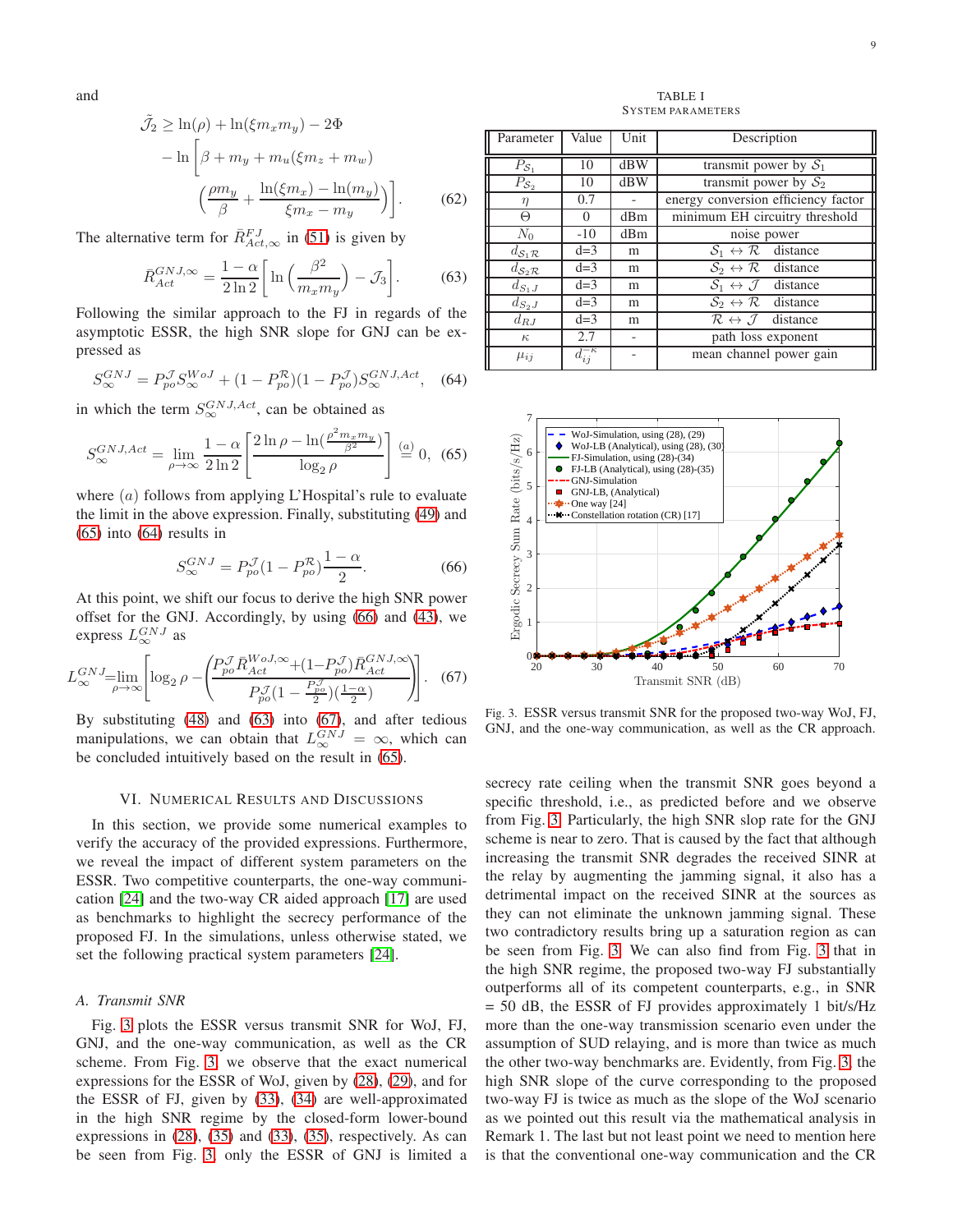and

$$\tilde{\mathcal{J}}_2 \geq \ln(\rho) + \ln(\xi m_x m_y) - 2\Phi - \ln\Bigg[\beta + m_y + m_u(\xi m_z + m_w)\Bigg(\frac{\rho m_y}{\beta} + \frac{\ln(\xi m_x) - \ln(m_y)}{\xi m_x - m_y}\Bigg)\Bigg]. \quad (62)$$

The alternative term for $\bar{R}^{FJ}_{Act,\infty}$ in (51) is given by

$$\bar{R}^{GNJ,\infty}_{Act} = \frac{1-\alpha}{2\ln 2}\Bigg[\ln\Bigg(\frac{\beta^2}{m_x m_y}\Bigg) - \mathcal{J}_3\Bigg]. \quad (63)$$

Following the similar approach to the FJ in regards of the asymptotic ESSR, the high SNR slope for GNJ can be expressed as

$$S^{GNJ}_{\infty} = P^{\mathcal{J}}_{po} S^{WoJ}_{\infty} + (1 - P^{\mathcal{R}}_{po})(1 - P^{\mathcal{J}}_{po}) S^{GNJ,Act}_{\infty}, \quad (64)$$

in which the term $S^{GNJ,Act}_{\infty}$, can be obtained as

$$S^{GNJ,Act}_{\infty} = \lim_{\rho\to\infty} \frac{1-\alpha}{2\ln 2}\Bigg[\frac{2\ln\rho - \ln\big(\frac{\rho^2 m_x m_y}{\beta^2}\big)}{\log_2 \rho}\Bigg] \overset{(a)}{=} 0, \quad (65)$$

where $(a)$ follows from applying L'Hospital's rule to evaluate the limit in the above expression. Finally, substituting (49) and (65) into (64) results in

$$S^{GNJ}_{\infty} = P^{\mathcal{J}}_{po}(1 - P^{\mathcal{R}}_{po})\frac{1-\alpha}{2}. \quad (66)$$

At this point, we shift our focus to derive the high SNR power offset for the GNJ. Accordingly, by using (66) and (43), we express $L^{GNJ}_{\infty}$ as

$$L^{GNJ}_{\infty} = \lim_{\rho\to\infty}\Bigg[\log_2\rho - \Bigg(\frac{P^{\mathcal{J}}_{po}\bar{R}^{WoJ,\infty}_{Act} + (1-P^{\mathcal{J}}_{po})\bar{R}^{GNJ,\infty}_{Act}}{P^{\mathcal{J}}_{po}(1-\frac{P^{\mathcal{J}}_{po}}{2})(\frac{1-\alpha}{2})}\Bigg)\Bigg]. \quad (67)$$

By substituting (48) and (63) into (67), and after tedious manipulations, we can obtain that $L^{GNJ}_{\infty} = \infty$, which can be concluded intuitively based on the result in (65).

## VI. Numerical Results and Discussions

In this section, we provide some numerical examples to verify the accuracy of the provided expressions. Furthermore, we reveal the impact of different system parameters on the ESSR. Two competitive counterparts, the one-way communication [24] and the two-way CR aided approach [17] are used as benchmarks to highlight the secrecy performance of the proposed FJ. In the simulations, unless otherwise stated, we set the following practical system parameters [24].

TABLE I
System Parameters

| Parameter | Value | Unit | Description |
|---|---|---|---|
| $P_{S_1}$ | 10 | dBW | transmit power by $\mathcal{S}_1$ |
| $P_{S_2}$ | 10 | dBW | transmit power by $\mathcal{S}_2$ |
| $\eta$ | 0.7 | - | energy conversion efficiency factor |
| $\Theta$ | 0 | dBm | minimum EH circuitry threshold |
| $N_0$ | -10 | dBm | noise power |
| $d_{S_1\mathcal{R}}$ | d=3 | m | $\mathcal{S}_1 \leftrightarrow \mathcal{R}$ distance |
| $d_{S_2\mathcal{R}}$ | d=3 | m | $\mathcal{S}_2 \leftrightarrow \mathcal{R}$ distance |
| $d_{S_1J}$ | d=3 | m | $\mathcal{S}_1 \leftrightarrow \mathcal{J}$ distance |
| $d_{S_2J}$ | d=3 | m | $\mathcal{S}_2 \leftrightarrow \mathcal{R}$ distance |
| $d_{RJ}$ | d=3 | m | $\mathcal{R} \leftrightarrow \mathcal{J}$ distance |
| $\kappa$ | 2.7 | - | path loss exponent |
| $\mu_{ij}$ | $d_{ij}^{-\kappa}$ | - | mean channel power gain |

### A. Transmit SNR

Fig. 3 plots the ESSR versus transmit SNR for WoJ, FJ, GNJ, and the one-way communication, as well as the CR scheme. From Fig. 3, we observe that the exact numerical expressions for the ESSR of WoJ, given by (28), (29), and for the ESSR of FJ, given by (33), (34) are well-approximated in the high SNR regime by the closed-form lower-bound expressions in (28), (35) and (33), (35), respectively. As can be seen from Fig. 3, only the ESSR of GNJ is limited a secrecy rate ceiling when the transmit SNR goes beyond a specific threshold, i.e., as predicted before and we observe from Fig. 3. Particularly, the high SNR slop rate for the GNJ scheme is near to zero. That is caused by the fact that although increasing the transmit SNR degrades the received SINR at the relay by augmenting the jamming signal, it also has a detrimental impact on the received SINR at the sources as they can not eliminate the unknown jamming signal. These two contradictory results bring up a saturation region as can be seen from Fig. 3. We can also find from Fig. 3 that in the high SNR regime, the proposed two-way FJ substantially outperforms all of its competent counterparts, e.g., in SNR = 50 dB, the ESSR of FJ provides approximately 1 bit/s/Hz more than the one-way transmission scenario even under the assumption of SUD relaying, and is more than twice as much the other two-way benchmarks are. Evidently, from Fig. 3, the high SNR slope of the curve corresponding to the proposed two-way FJ is twice as much as the slope of the WoJ scenario as we pointed out this result via the mathematical analysis in Remark 1. The last but not least point we need to mention here is that the conventional one-way communication and the CR

Fig. 3. ESSR versus transmit SNR for the proposed two-way WoJ, FJ, GNJ, and the one-way communication, as well as the CR approach.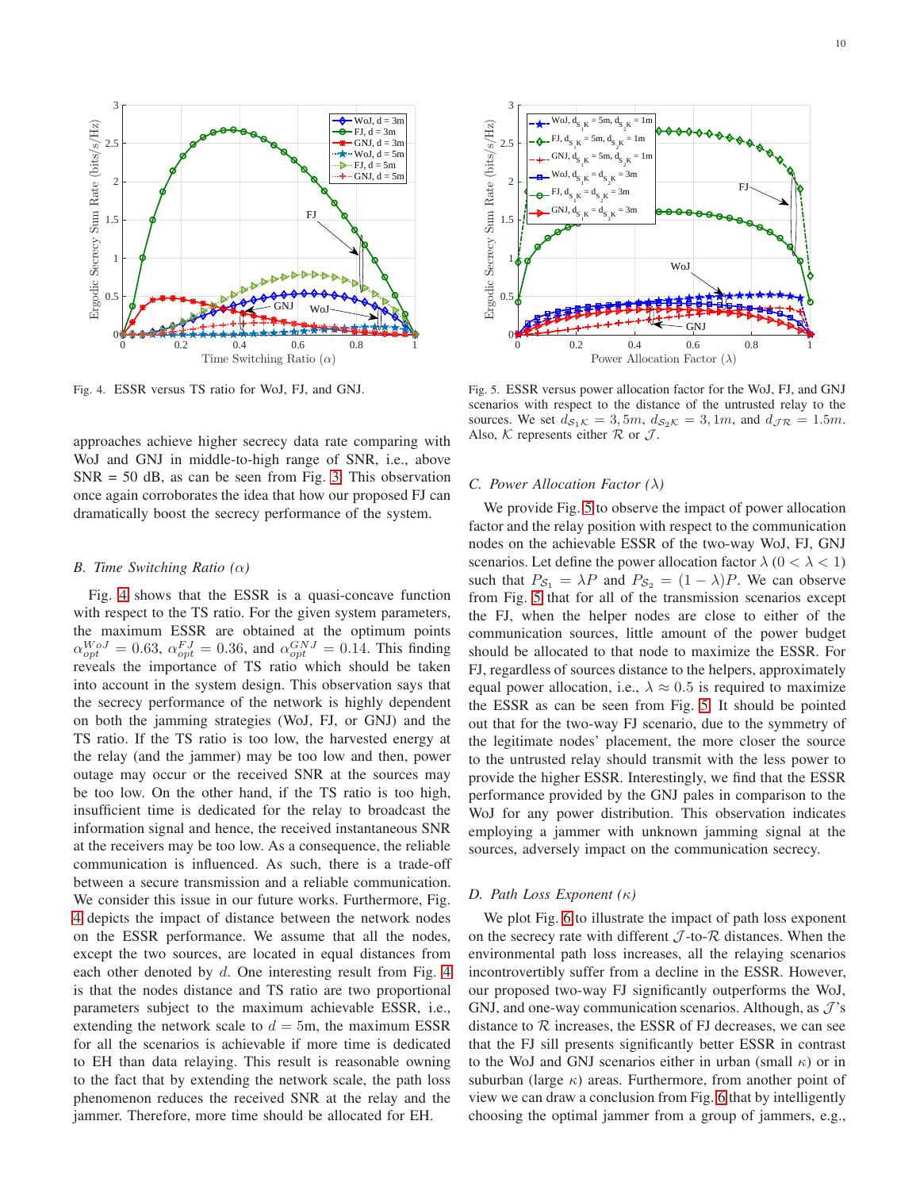Fig. 4. ESSR versus TS ratio for WoJ, FJ, and GNJ.

Fig. 5. ESSR versus power allocation factor for the WoJ, FJ, and GNJ scenarios with respect to the distance of the untrusted relay to the sources. We set $d_{\mathcal{S}_1\mathcal{K}} = 3, 5m$, $d_{\mathcal{S}_2\mathcal{K}} = 3, 1m$, and $d_{\mathcal{J}\mathcal{R}} = 1.5m$. Also, $\mathcal{K}$ represents either $\mathcal{R}$ or $\mathcal{J}$.

approaches achieve higher secrecy data rate comparing with WoJ and GNJ in middle-to-high range of SNR, i.e., above SNR = 50 dB, as can be seen from Fig. 3. This observation once again corroborates the idea that how our proposed FJ can dramatically boost the secrecy performance of the system.

### B. Time Switching Ratio ($\alpha$)

Fig. 4 shows that the ESSR is a quasi-concave function with respect to the TS ratio. For the given system parameters, the maximum ESSR are obtained at the optimum points $\alpha_{opt}^{WoJ} = 0.63$, $\alpha_{opt}^{FJ} = 0.36$, and $\alpha_{opt}^{GNJ} = 0.14$. This finding reveals the importance of TS ratio which should be taken into account in the system design. This observation says that the secrecy performance of the network is highly dependent on both the jamming strategies (WoJ, FJ, or GNJ) and the TS ratio. If the TS ratio is too low, the harvested energy at the relay (and the jammer) may be too low and then, power outage may occur or the received SNR at the sources may be too low. On the other hand, if the TS ratio is too high, insufficient time is dedicated for the relay to broadcast the information signal and hence, the received instantaneous SNR at the receivers may be too low. As a consequence, the reliable communication is influenced. As such, there is a trade-off between a secure transmission and a reliable communication. We consider this issue in our future works. Furthermore, Fig. 4 depicts the impact of distance between the network nodes on the ESSR performance. We assume that all the nodes, except the two sources, are located in equal distances from each other denoted by $d$. One interesting result from Fig. 4 is that the nodes distance and TS ratio are two proportional parameters subject to the maximum achievable ESSR, i.e., extending the network scale to $d = 5$m, the maximum ESSR for all the scenarios is achievable if more time is dedicated to EH than data relaying. This result is reasonable owning to the fact that by extending the network scale, the path loss phenomenon reduces the received SNR at the relay and the jammer. Therefore, more time should be allocated for EH.

### C. Power Allocation Factor ($\lambda$)

We provide Fig. 5 to observe the impact of power allocation factor and the relay position with respect to the communication nodes on the achievable ESSR of the two-way WoJ, FJ, GNJ scenarios. Let define the power allocation factor $\lambda$ ($0 < \lambda < 1$) such that $P_{\mathcal{S}_1} = \lambda P$ and $P_{\mathcal{S}_2} = (1-\lambda)P$. We can observe from Fig. 5 that for all of the transmission scenarios except the FJ, when the helper nodes are close to either of the communication sources, little amount of the power budget should be allocated to that node to maximize the ESSR. For FJ, regardless of sources distance to the helpers, approximately equal power allocation, i.e., $\lambda \approx 0.5$ is required to maximize the ESSR as can be seen from Fig. 5. It should be pointed out that for the two-way FJ scenario, due to the symmetry of the legitimate nodes' placement, the more closer the source to the untrusted relay should transmit with the less power to provide the higher ESSR. Interestingly, we find that the ESSR performance provided by the GNJ pales in comparison to the WoJ for any power distribution. This observation indicates employing a jammer with unknown jamming signal at the sources, adversely impact on the communication secrecy.

### D. Path Loss Exponent ($\kappa$)

We plot Fig. 6 to illustrate the impact of path loss exponent on the secrecy rate with different $\mathcal{J}$-to-$\mathcal{R}$ distances. When the environmental path loss increases, all the relaying scenarios incontrovertibly suffer from a decline in the ESSR. However, our proposed two-way FJ significantly outperforms the WoJ, GNJ, and one-way communication scenarios. Although, as $\mathcal{J}$'s distance to $\mathcal{R}$ increases, the ESSR of FJ decreases, we can see that the FJ sill presents significantly better ESSR in contrast to the WoJ and GNJ scenarios either in urban (small $\kappa$) or in suburban (large $\kappa$) areas. Furthermore, from another point of view we can draw a conclusion from Fig. 6 that by intelligently choosing the optimal jammer from a group of jammers, e.g.,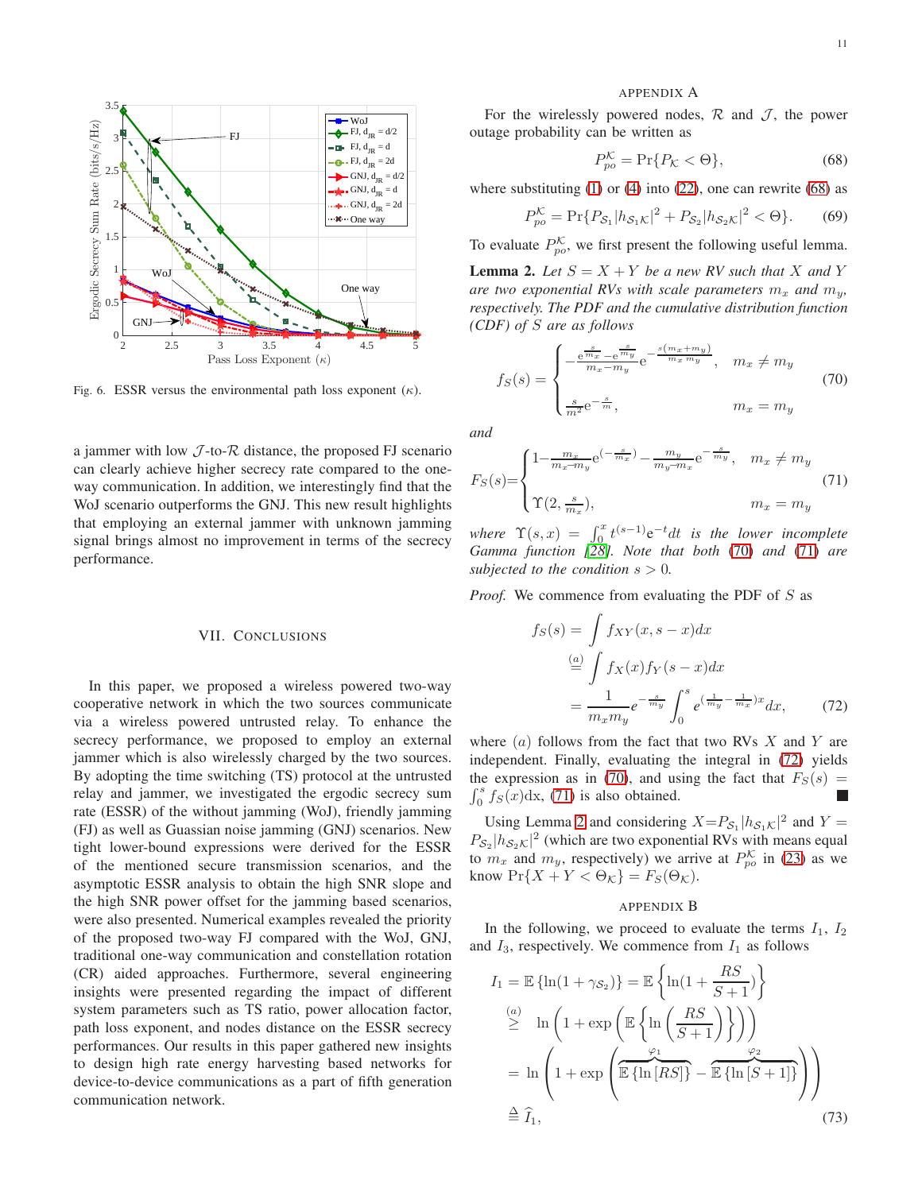Fig. 6. ESSR versus the environmental path loss exponent ($\kappa$).

a jammer with low $\mathcal{J}$-to-$\mathcal{R}$ distance, the proposed FJ scenario can clearly achieve higher secrecy rate compared to the one-way communication. In addition, we interestingly find that the WoJ scenario outperforms the GNJ. This new result highlights that employing an external jammer with unknown jamming signal brings almost no improvement in terms of the secrecy performance.

## VII. Conclusions

In this paper, we proposed a wireless powered two-way cooperative network in which the two sources communicate via a wireless powered untrusted relay. To enhance the secrecy performance, we proposed to employ an external jammer which is also wirelessly charged by the two sources. By adopting the time switching (TS) protocol at the untrusted relay and jammer, we investigated the ergodic secrecy sum rate (ESSR) of the without jamming (WoJ), friendly jamming (FJ) as well as Guassian noise jamming (GNJ) scenarios. New tight lower-bound expressions were derived for the ESSR of the mentioned secure transmission scenarios, and the asymptotic ESSR analysis to obtain the high SNR slope and the high SNR power offset for the jamming based scenarios, were also presented. Numerical examples revealed the priority of the proposed two-way FJ compared with the WoJ, GNJ, traditional one-way communication and constellation rotation (CR) aided approaches. Furthermore, several engineering insights were presented regarding the impact of different system parameters such as TS ratio, power allocation factor, path loss exponent, and nodes distance on the ESSR secrecy performances. Our results in this paper gathered new insights to design high rate energy harvesting based networks for device-to-device communications as a part of fifth generation communication network.

## Appendix A

For the wirelessly powered nodes, $\mathcal{R}$ and $\mathcal{J}$, the power outage probability can be written as

$$P_{po}^{\mathcal{K}} = \Pr\{P_{\mathcal{K}} < \Theta\}, \tag{68}$$

where substituting (1) or (4) into (22), one can rewrite (68) as

$$P_{po}^{\mathcal{K}} = \Pr\{P_{\mathcal{S}_1}|h_{\mathcal{S}_1\mathcal{K}}|^2 + P_{\mathcal{S}_2}|h_{\mathcal{S}_2\mathcal{K}}|^2 < \Theta\}. \tag{69}$$

To evaluate $P_{po}^{\mathcal{K}}$, we first present the following useful lemma.

**Lemma 2.** *Let $S = X + Y$ be a new RV such that $X$ and $Y$ are two exponential RVs with scale parameters $m_x$ and $m_y$, respectively. The PDF and the cumulative distribution function (CDF) of $S$ are as follows*

$$f_S(s) = \begin{cases} -\frac{e^{\frac{s}{m_x}} - e^{\frac{s}{m_y}}}{m_x - m_y} e^{-\frac{s(m_x+m_y)}{m_x m_y}}, & m_x \neq m_y \\ \frac{s}{m^2} e^{-\frac{s}{m}}, & m_x = m_y \end{cases} \tag{70}$$

*and*

$$F_S(s) = \begin{cases} 1 - \frac{m_x}{m_x - m_y} e^{(-\frac{s}{m_x})} - \frac{m_y}{m_y - m_x} e^{-\frac{s}{m_y}}, & m_x \neq m_y \\ \Upsilon(2, \frac{s}{m_x}), & m_x = m_y \end{cases} \tag{71}$$

*where $\Upsilon(s, x) = \int_0^x t^{(s-1)} e^{-t} dt$ is the lower incomplete Gamma function [28]. Note that both (70) and (71) are subjected to the condition $s > 0$.*

*Proof.* We commence from evaluating the PDF of $S$ as

$$\begin{aligned} f_S(s) &= \int f_{XY}(x, s-x) dx \\ &\overset{(a)}{=} \int f_X(x) f_Y(s-x) dx \\ &= \frac{1}{m_x m_y} e^{-\frac{s}{m_y}} \int_0^s e^{(\frac{1}{m_y} - \frac{1}{m_x})x} dx, \end{aligned} \tag{72}$$

where $(a)$ follows from the fact that two RVs $X$ and $Y$ are independent. Finally, evaluating the integral in (72) yields the expression as in (70), and using the fact that $F_S(s) = \int_0^s f_S(x) \mathrm{d}x$, (71) is also obtained. ∎

Using Lemma 2 and considering $X = P_{\mathcal{S}_1}|h_{\mathcal{S}_1\mathcal{K}}|^2$ and $Y = P_{\mathcal{S}_2}|h_{\mathcal{S}_2\mathcal{K}}|^2$ (which are two exponential RVs with means equal to $m_x$ and $m_y$, respectively) we arrive at $P_{po}^{\mathcal{K}}$ in (23) as we know $\Pr\{X + Y < \Theta_{\mathcal{K}}\} = F_S(\Theta_{\mathcal{K}})$.

## Appendix B

In the following, we proceed to evaluate the terms $I_1$, $I_2$ and $I_3$, respectively. We commence from $I_1$ as follows

$$\begin{aligned} I_1 &= \mathbb{E}\{\ln(1 + \gamma_{\mathcal{S}_2})\} = \mathbb{E}\left\{\ln(1 + \frac{RS}{S+1})\right\} \\ &\overset{(a)}{\geq} \ln\left(1 + \exp\left(\mathbb{E}\left\{\ln\left(\frac{RS}{S+1}\right)\right\}\right)\right) \\ &= \ln\left(1 + \exp\left(\overbrace{\mathbb{E}\{\ln[RS]\}}^{\varphi_1} - \overbrace{\mathbb{E}\{\ln[S+1]\}}^{\varphi_2}\right)\right) \\ &\triangleq \widehat{I}_1, \end{aligned} \tag{73}$$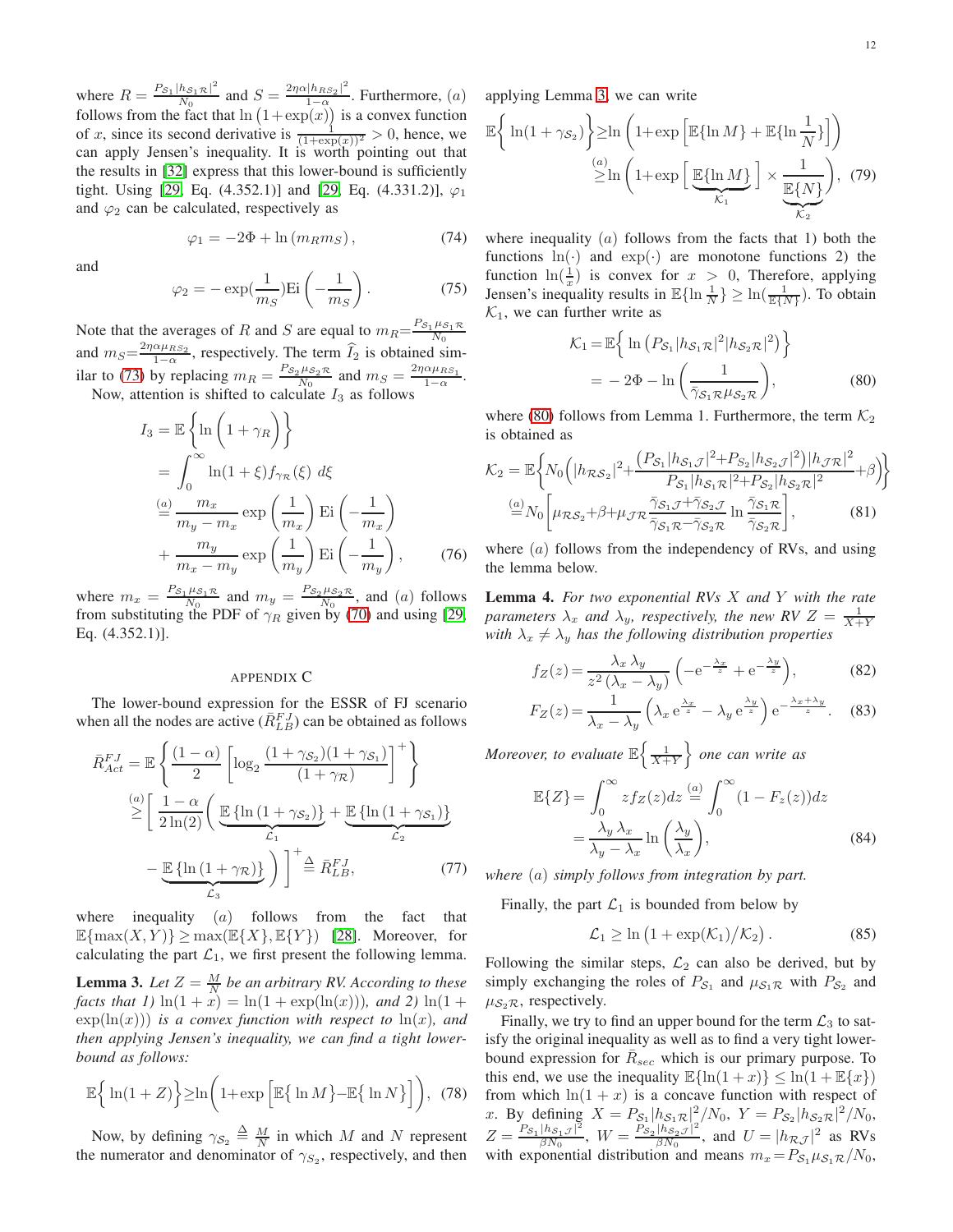where $R = \frac{P_{\mathcal{S}_1}|h_{\mathcal{S}_1\mathcal{R}}|^2}{N_0}$ and $S = \frac{2\eta\alpha|h_{\mathcal{R}S_2}|^2}{1-\alpha}$. Furthermore, $(a)$ follows from the fact that $\ln\left(1+\exp(x)\right)$ is a convex function of $x$, since its second derivative is $\frac{1}{(1+\exp(x))^2} > 0$, hence, we can apply Jensen's inequality. It is worth pointing out that the results in [32] express that this lower-bound is sufficiently tight. Using [29, Eq. (4.352.1)] and [29, Eq. (4.331.2)], $\varphi_1$ and $\varphi_2$ can be calculated, respectively as

$$\varphi_1 = -2\Phi + \ln\left(m_R m_S\right), \tag{74}$$

and

$$\varphi_2 = -\exp(\frac{1}{m_S})\text{Ei}\left(-\frac{1}{m_S}\right). \tag{75}$$

Note that the averages of $R$ and $S$ are equal to $m_R = \frac{P_{\mathcal{S}_1}\mu_{\mathcal{S}_1\mathcal{R}}}{N_0}$ and $m_S = \frac{2\eta\alpha\mu_{\mathcal{R}S_2}}{1-\alpha}$, respectively. The term $\widehat{I}_2$ is obtained similar to (73) by replacing $m_R = \frac{P_{\mathcal{S}_2}\mu_{\mathcal{S}_2\mathcal{R}}}{N_0}$ and $m_S = \frac{2\eta\alpha\mu_{\mathcal{R}S_1}}{1-\alpha}$.

Now, attention is shifted to calculate $I_3$ as follows

$$\begin{aligned}
I_3 &= \mathbb{E}\left\{\ln\left(1+\gamma_R\right)\right\} \\
&= \int_0^\infty \ln(1+\xi) f_{\gamma_{\mathcal{R}}}(\xi)\, d\xi \\
&\overset{(a)}{=} \frac{m_x}{m_y - m_x}\exp\left(\frac{1}{m_x}\right)\text{Ei}\left(-\frac{1}{m_x}\right) \\
&\quad + \frac{m_y}{m_x - m_y}\exp\left(\frac{1}{m_y}\right)\text{Ei}\left(-\frac{1}{m_y}\right),
\end{aligned} \tag{76}$$

where $m_x = \frac{P_{\mathcal{S}_1}\mu_{\mathcal{S}_1\mathcal{R}}}{N_0}$ and $m_y = \frac{P_{\mathcal{S}_2}\mu_{\mathcal{S}_2\mathcal{R}}}{N_0}$, and $(a)$ follows from substituting the PDF of $\gamma_R$ given by (70) and using [29, Eq. (4.352.1)].

## APPENDIX C

The lower-bound expression for the ESSR of FJ scenario when all the nodes are active ($\bar{R}_{LB}^{FJ}$) can be obtained as follows

$$\begin{aligned}
\bar{R}_{Act}^{FJ} &= \mathbb{E}\left\{\frac{(1-\alpha)}{2}\left[\log_2\frac{(1+\gamma_{S_2})(1+\gamma_{\mathcal{S}_1})}{(1+\gamma_{\mathcal{R}})}\right]^+\right\} \\
&\overset{(a)}{\geq} \Bigg[\frac{1-\alpha}{2\ln(2)}\Bigg(\underbrace{\mathbb{E}\left\{\ln\left(1+\gamma_{\mathcal{S}_2}\right)\right\}}_{\mathcal{L}_1} + \underbrace{\mathbb{E}\left\{\ln\left(1+\gamma_{\mathcal{S}_1}\right)\right\}}_{\mathcal{L}_2} \\
&\quad - \underbrace{\mathbb{E}\left\{\ln\left(1+\gamma_{\mathcal{R}}\right)\right\}}_{\mathcal{L}_3}\Bigg)\Bigg]^+ \overset{\Delta}{=} \bar{R}_{LB}^{FJ},
\end{aligned} \tag{77}$$

where inequality $(a)$ follows from the fact that $\mathbb{E}\{\max(X,Y)\} \geq \max(\mathbb{E}\{X\},\mathbb{E}\{Y\})$ [28]. Moreover, for calculating the part $\mathcal{L}_1$, we first present the following lemma.

**Lemma 3.** *Let $Z = \frac{M}{N}$ be an arbitrary RV. According to these facts that 1) $\ln(1+x) = \ln(1+\exp(\ln(x)))$, and 2) $\ln(1+\exp(\ln(x)))$ is a convex function with respect to $\ln(x)$, and then applying Jensen's inequality, we can find a tight lower-bound as follows:*

$$\mathbb{E}\Big\{\ln(1+Z)\Big\} \geq \ln\left(1+\exp\left[\mathbb{E}\Big\{\ln M\Big\} - \mathbb{E}\Big\{\ln N\Big\}\right]\right), \tag{78}$$

Now, by defining $\gamma_{S_2} \overset{\Delta}{=} \frac{M}{N}$ in which $M$ and $N$ represent the numerator and denominator of $\gamma_{S_2}$, respectively, and then applying Lemma 3, we can write

$$\begin{aligned}
\mathbb{E}\Big\{\ln(1+\gamma_{\mathcal{S}_2})\Big\} &\geq \ln\left(1+\exp\left[\mathbb{E}\{\ln M\} + \mathbb{E}\{\ln\frac{1}{N}\}\right]\right) \\
&\overset{(a)}{\geq} \ln\left(1+\exp\Big[\underbrace{\mathbb{E}\{\ln M\}}_{\mathcal{K}_1}\Big] \times \frac{1}{\underbrace{\mathbb{E}\{N\}}_{\mathcal{K}_2}}\right),
\end{aligned} \tag{79}$$

where inequality $(a)$ follows from the facts that 1) both the functions $\ln(\cdot)$ and $\exp(\cdot)$ are monotone functions 2) the function $\ln(\frac{1}{x})$ is convex for $x > 0$, Therefore, applying Jensen's inequality results in $\mathbb{E}\{\ln\frac{1}{N}\} \geq \ln(\frac{1}{\mathbb{E}\{N\}})$. To obtain $\mathcal{K}_1$, we can further write as

$$\begin{aligned}
\mathcal{K}_1 &= \mathbb{E}\Big\{\ln\left(P_{\mathcal{S}_1}|h_{\mathcal{S}_1\mathcal{R}}|^2|h_{\mathcal{S}_2\mathcal{R}}|^2\right)\Big\} \\
&= -2\Phi - \ln\left(\frac{1}{\bar{\gamma}_{\mathcal{S}_1\mathcal{R}}\mu_{\mathcal{S}_2\mathcal{R}}}\right),
\end{aligned} \tag{80}$$

where (80) follows from Lemma 1. Furthermore, the term $\mathcal{K}_2$ is obtained as

$$\begin{aligned}
\mathcal{K}_2 &= \mathbb{E}\bigg\{N_0\bigg(|h_{\mathcal{R}S_2}|^2 + \frac{\left(P_{\mathcal{S}_1}|h_{\mathcal{S}_1\mathcal{J}}|^2 + P_{\mathcal{S}_2}|h_{\mathcal{S}_2\mathcal{J}}|^2\right)|h_{\mathcal{J}\mathcal{R}}|^2}{P_{\mathcal{S}_1}|h_{\mathcal{S}_1\mathcal{R}}|^2 + P_{\mathcal{S}_2}|h_{\mathcal{S}_2\mathcal{R}}|^2} + \beta\bigg)\bigg\} \\
&\overset{(a)}{=} N_0\left[\mu_{\mathcal{R}S_2} + \beta + \mu_{\mathcal{J}\mathcal{R}}\frac{\bar{\gamma}_{\mathcal{S}_1\mathcal{J}} + \bar{\gamma}_{\mathcal{S}_2\mathcal{J}}}{\bar{\gamma}_{\mathcal{S}_1\mathcal{R}} - \bar{\gamma}_{\mathcal{S}_2\mathcal{R}}}\ln\frac{\bar{\gamma}_{\mathcal{S}_1\mathcal{R}}}{\bar{\gamma}_{\mathcal{S}_2\mathcal{R}}}\right],
\end{aligned} \tag{81}$$

where $(a)$ follows from the independency of RVs, and using the lemma below.

**Lemma 4.** *For two exponential RVs $X$ and $Y$ with the rate parameters $\lambda_x$ and $\lambda_y$, respectively, the new RV $Z = \frac{1}{X+Y}$ with $\lambda_x \neq \lambda_y$ has the following distribution properties*

$$f_Z(z) = \frac{\lambda_x\,\lambda_y}{z^2\left(\lambda_x - \lambda_y\right)}\left(-\mathrm{e}^{-\frac{\lambda_x}{z}} + \mathrm{e}^{-\frac{\lambda_y}{z}}\right), \tag{82}$$

$$F_Z(z) = \frac{1}{\lambda_x - \lambda_y}\left(\lambda_x\,\mathrm{e}^{\frac{\lambda_x}{z}} - \lambda_y\,\mathrm{e}^{\frac{\lambda_y}{z}}\right)\mathrm{e}^{-\frac{\lambda_x+\lambda_y}{z}}. \tag{83}$$

*Moreover, to evaluate $\mathbb{E}\Big\{\frac{1}{X+Y}\Big\}$ one can write as*

$$\begin{aligned}
\mathbb{E}\{Z\} &= \int_0^\infty z f_Z(z)dz \overset{(a)}{=} \int_0^\infty (1 - F_z(z))dz \\
&= \frac{\lambda_y\,\lambda_x}{\lambda_y - \lambda_x}\ln\left(\frac{\lambda_y}{\lambda_x}\right),
\end{aligned} \tag{84}$$

*where $(a)$ simply follows from integration by part.*

Finally, the part $\mathcal{L}_1$ is bounded from below by

$$\mathcal{L}_1 \geq \ln\left(1+\exp(\mathcal{K}_1)/\mathcal{K}_2\right). \tag{85}$$

Following the similar steps, $\mathcal{L}_2$ can also be derived, but by simply exchanging the roles of $P_{\mathcal{S}_1}$ and $\mu_{\mathcal{S}_1\mathcal{R}}$ with $P_{\mathcal{S}_2}$ and $\mu_{\mathcal{S}_2\mathcal{R}}$, respectively.

Finally, we try to find an upper bound for the term $\mathcal{L}_3$ to satisfy the original inequality as well as to find a very tight lower-bound expression for $\bar{R}_{sec}$ which is our primary purpose. To this end, we use the inequality $\mathbb{E}\{\ln(1+x)\} \leq \ln(1+\mathbb{E}\{x\})$ from which $\ln(1+x)$ is a concave function with respect to $x$. By defining $X = P_{\mathcal{S}_1}|h_{\mathcal{S}_1\mathcal{R}}|^2/N_0$, $Y = P_{\mathcal{S}_2}|h_{\mathcal{S}_2\mathcal{R}}|^2/N_0$, $Z = \frac{P_{\mathcal{S}_1}|h_{\mathcal{S}_1\mathcal{J}}|^2}{\beta N_0}$, $W = \frac{P_{\mathcal{S}_2}|h_{\mathcal{S}_2\mathcal{J}}|^2}{\beta N_0}$, and $U = |h_{\mathcal{R}\mathcal{J}}|^2$ as RVs with exponential distribution and means $m_x = P_{\mathcal{S}_1}\mu_{\mathcal{S}_1\mathcal{R}}/N_0$,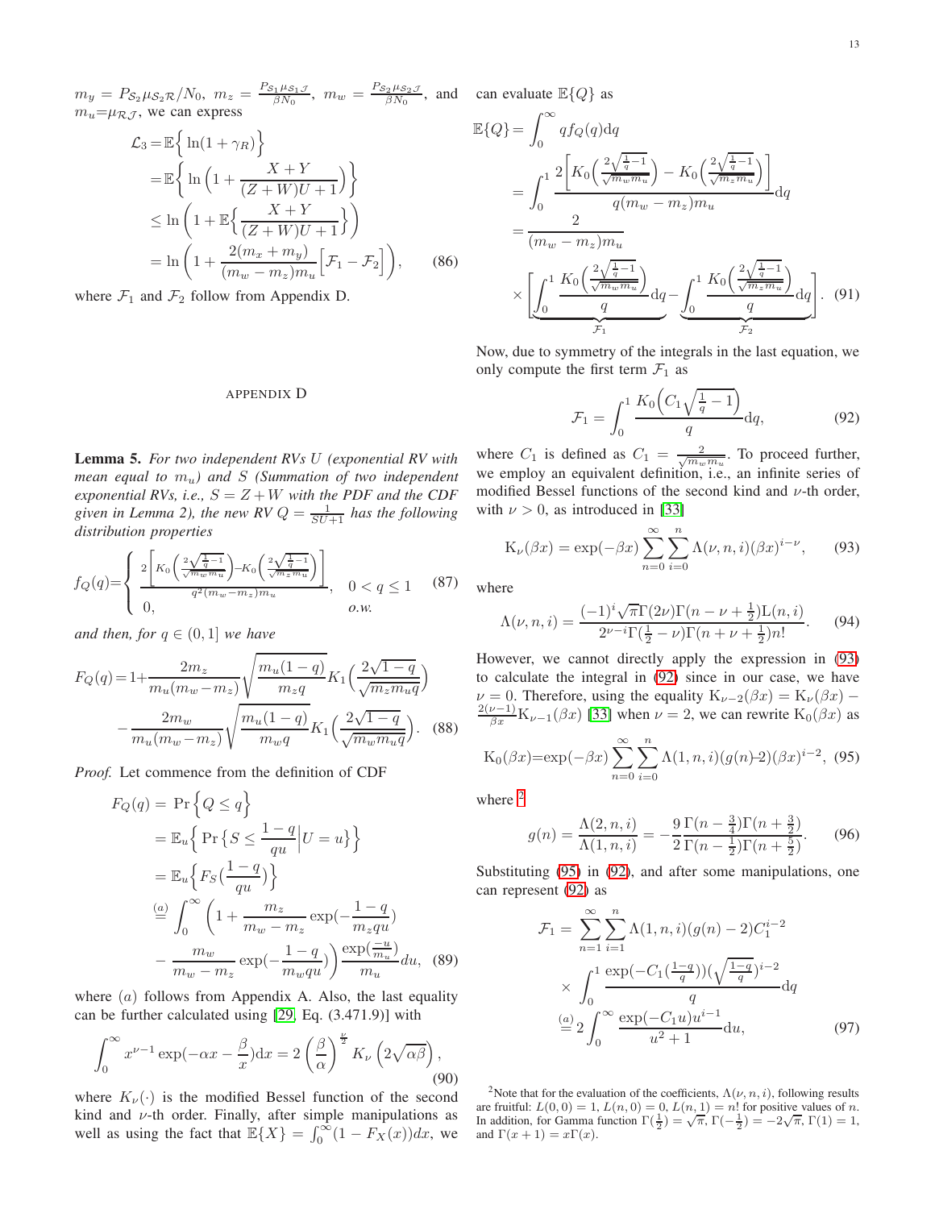$m_y = P_{\mathcal{S}_2}\mu_{\mathcal{S}_2\mathcal{R}}/N_0$, $m_z = \frac{P_{\mathcal{S}_1}\mu_{\mathcal{S}_1\mathcal{J}}}{\beta N_0}$, $m_w = \frac{P_{\mathcal{S}_2}\mu_{\mathcal{S}_2\mathcal{J}}}{\beta N_0}$, and $m_u$=$\mu_{\mathcal{R}\mathcal{J}}$, we can express

$$
\begin{aligned}
\mathcal{L}_3 &= \mathbb{E}\Big\{ \ln(1+\gamma_R)\Big\} \\
&= \mathbb{E}\Big\{ \ln\Big(1+\frac{X+Y}{(Z+W)U+1}\Big)\Big\} \\
&\leq \ln\Big(1+\mathbb{E}\Big\{\frac{X+Y}{(Z+W)U+1}\Big\}\Big) \\
&= \ln\Big(1+\frac{2(m_x+m_y)}{(m_w-m_z)m_u}\Big[\mathcal{F}_1-\mathcal{F}_2\Big]\Big), \qquad (86)
\end{aligned}
$$

where $\mathcal{F}_1$ and $\mathcal{F}_2$ follow from Appendix D.

## APPENDIX D

**Lemma 5.** *For two independent RVs $U$ (exponential RV with mean equal to $m_u$) and $S$ (Summation of two independent exponential RVs, i.e., $S = Z+W$ with the PDF and the CDF given in Lemma 2), the new RV $Q = \frac{1}{SU+1}$ has the following distribution properties*

$$
f_Q(q)=\begin{cases} \frac{2\Big[K_0\Big(\frac{2\sqrt{\frac{1}{q}-1}}{\sqrt{m_w m_u}}\Big)-K_0\Big(\frac{2\sqrt{\frac{1}{q}-1}}{\sqrt{m_z m_u}}\Big)\Big]}{q^2(m_w-m_z)m_u}, & 0<q\leq 1 \\ 0, & o.w. \end{cases} \qquad (87)
$$

*and then, for $q\in(0,1]$ we have*

$$
\begin{aligned}
F_Q(q) = 1 &+ \frac{2m_z}{m_u(m_w-m_z)}\sqrt{\frac{m_u(1-q)}{m_z q}}K_1\Big(\frac{2\sqrt{1-q}}{\sqrt{m_z m_u q}}\Big) \\
&- \frac{2m_w}{m_u(m_w-m_z)}\sqrt{\frac{m_u(1-q)}{m_w q}}K_1\Big(\frac{2\sqrt{1-q}}{\sqrt{m_w m_u q}}\Big). \qquad (88)
\end{aligned}
$$

*Proof.* Let commence from the definition of CDF

$$
\begin{aligned}
F_Q(q) &= \Pr\Big\{Q\leq q\Big\} \\
&= \mathbb{E}_u\Big\{\Pr\big\{S\leq \frac{1-q}{qu}\Big|U=u\big\}\Big\} \\
&= \mathbb{E}_u\Big\{F_S\big(\frac{1-q}{qu}\big)\Big\} \\
&\overset{(a)}{=} \int_0^\infty \Big(1+\frac{m_z}{m_w-m_z}\exp(-\frac{1-q}{m_z qu}) \\
&\quad - \frac{m_w}{m_w-m_z}\exp(-\frac{1-q}{m_w qu})\Big)\frac{\exp(\frac{-u}{m_u})}{m_u}du, \qquad (89)
\end{aligned}
$$

where $(a)$ follows from Appendix A. Also, the last equality can be further calculated using [29, Eq. (3.471.9)] with

$$
\int_0^\infty x^{\nu-1}\exp(-\alpha x-\frac{\beta}{x})\mathrm{d}x = 2\left(\frac{\beta}{\alpha}\right)^{\frac{\nu}{2}}K_\nu\left(2\sqrt{\alpha\beta}\right), \qquad (90)
$$

where $K_\nu(\cdot)$ is the modified Bessel function of the second kind and $\nu$-th order. Finally, after simple manipulations as well as using the fact that $\mathbb{E}\{X\} = \int_0^\infty(1-F_X(x))dx$, we can evaluate $\mathbb{E}\{Q\}$ as

$$
\begin{aligned}
\mathbb{E}\{Q\} &= \int_0^\infty q f_Q(q)\mathrm{d}q \\
&= \int_0^1 \frac{2\Big[K_0\Big(\frac{2\sqrt{\frac{1}{q}-1}}{\sqrt{m_w m_u}}\Big)-K_0\Big(\frac{2\sqrt{\frac{1}{q}-1}}{\sqrt{m_z m_u}}\Big)\Big]}{q(m_w-m_z)m_u}\mathrm{d}q \\
&= \frac{2}{(m_w-m_z)m_u} \\
&\quad\times\Bigg[\underbrace{\int_0^1\frac{K_0\Big(\frac{2\sqrt{\frac{1}{q}-1}}{\sqrt{m_w m_u}}\Big)}{q}\mathrm{d}q}_{\mathcal{F}_1} - \underbrace{\int_0^1\frac{K_0\Big(\frac{2\sqrt{\frac{1}{q}-1}}{\sqrt{m_z m_u}}\Big)}{q}\mathrm{d}q}_{\mathcal{F}_2}\Bigg]. \qquad (91)
\end{aligned}
$$

Now, due to symmetry of the integrals in the last equation, we only compute the first term $\mathcal{F}_1$ as

$$
\mathcal{F}_1 = \int_0^1 \frac{K_0\Big(C_1\sqrt{\frac{1}{q}-1}\Big)}{q}\mathrm{d}q, \qquad (92)
$$

where $C_1$ is defined as $C_1 = \frac{2}{\sqrt{m_w m_u}}$. To proceed further, we employ an equivalent definition, i.e., an infinite series of modified Bessel functions of the second kind and $\nu$-th order, with $\nu>0$, as introduced in [33]

$$
\mathrm{K}_\nu(\beta x) = \exp(-\beta x)\sum_{n=0}^\infty\sum_{i=0}^n\Lambda(\nu,n,i)(\beta x)^{i-\nu}, \qquad (93)
$$

where

$$
\Lambda(\nu,n,i) = \frac{(-1)^i\sqrt{\pi}\Gamma(2\nu)\Gamma(n-\nu+\frac{1}{2})\mathrm{L}(n,i)}{2^{\nu-i}\Gamma(\frac{1}{2}-\nu)\Gamma(n+\nu+\frac{1}{2})n!}. \qquad (94)
$$

However, we cannot directly apply the expression in (93) to calculate the integral in (92) since in our case, we have $\nu=0$. Therefore, using the equality $\mathrm{K}_{\nu-2}(\beta x) = \mathrm{K}_\nu(\beta x) - \frac{2(\nu-1)}{\beta x}\mathrm{K}_{\nu-1}(\beta x)$ [33] when $\nu=2$, we can rewrite $\mathrm{K}_0(\beta x)$ as

$$
\mathrm{K}_0(\beta x)=\exp(-\beta x)\sum_{n=0}^\infty\sum_{i=0}^n\Lambda(1,n,i)(g(n)-2)(\beta x)^{i-2}, \quad (95)
$$

where [2]

$$
g(n) = \frac{\Lambda(2,n,i)}{\Lambda(1,n,i)} = -\frac{9}{2}\frac{\Gamma(n-\frac{3}{4})\Gamma(n+\frac{3}{2})}{\Gamma(n-\frac{1}{2})\Gamma(n+\frac{5}{2})}. \qquad (96)
$$

Substituting (95) in (92), and after some manipulations, one can represent (92) as

$$
\begin{aligned}
\mathcal{F}_1 &= \sum_{n=1}^\infty\sum_{i=1}^n\Lambda(1,n,i)(g(n)-2)C_1^{i-2} \\
&\quad\times\int_0^1\frac{\exp(-C_1(\frac{1-q}{q}))(\sqrt{\frac{1-q}{q}})^{i-2}}{q}\mathrm{d}q \\
&\overset{(a)}{=} 2\int_0^\infty\frac{\exp(-C_1 u)u^{i-1}}{u^2+1}\mathrm{d}u, \qquad (97)
\end{aligned}
$$

[2]Note that for the evaluation of the coefficients, $\Lambda(\nu,n,i)$, following results are fruitful: $L(0,0)=1$, $L(n,0)=0$, $L(n,1)=n!$ for positive values of $n$. In addition, for Gamma function $\Gamma(\frac{1}{2})=\sqrt{\pi}$, $\Gamma(-\frac{1}{2})=-2\sqrt{\pi}$, $\Gamma(1)=1$, and $\Gamma(x+1)=x\Gamma(x)$.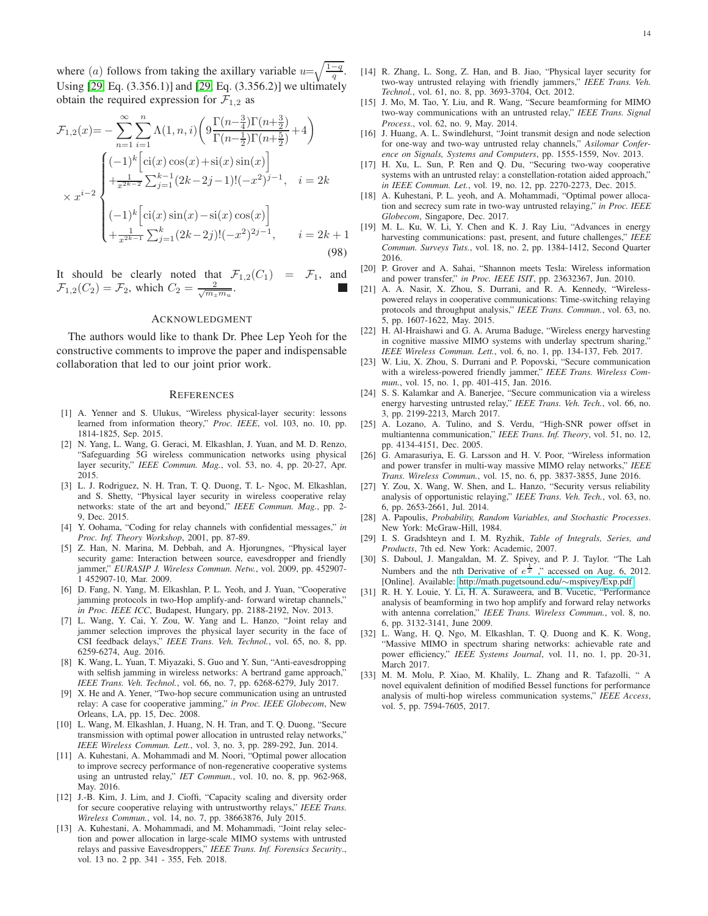where $(a)$ follows from taking the axillary variable $u = \sqrt{\frac{1-q}{q}}$. Using [29, Eq. (3.356.1)] and [29, Eq. (3.356.2)] we ultimately obtain the required expression for $\mathcal{F}_{1,2}$ as

$$
\mathcal{F}_{1,2}(x) = -\sum_{n=1}^{\infty}\sum_{i=1}^{n}\Lambda(1,n,i)\left(9\frac{\Gamma(n-\frac{3}{4})\Gamma(n+\frac{3}{2})}{\Gamma(n-\frac{1}{2})\Gamma(n+\frac{5}{2})}+4\right)
\times x^{i-2}\begin{cases}(-1)^k\Big[\mathrm{ci}(x)\cos(x)+\mathrm{si}(x)\sin(x)\Big] \\ +\frac{1}{x^{2k-2}}\sum_{j=1}^{k-1}(2k-2j-1)!(-x^2)^{j-1}, & i=2k \\ \\ (-1)^k\Big[\mathrm{ci}(x)\sin(x)-\mathrm{si}(x)\cos(x)\Big] \\ +\frac{1}{x^{2k-1}}\sum_{j=1}^{k}(2k-2j)!(-x^2)^{2j-1}, & i=2k+1\end{cases} \tag{98}
$$

It should be clearly noted that $\mathcal{F}_{1,2}(C_1) = \mathcal{F}_1$, and $\mathcal{F}_{1,2}(C_2) = \mathcal{F}_2$, which $C_2 = \frac{2}{\sqrt{m_z m_u}}$. ■

## Acknowledgment

The authors would like to thank Dr. Phee Lep Yeoh for the constructive comments to improve the paper and indispensable collaboration that led to our joint prior work.

## References

[1] A. Yenner and S. Ulukus, "Wireless physical-layer security: lessons learned from information theory," *Proc. IEEE*, vol. 103, no. 10, pp. 1814-1825, Sep. 2015.

[2] N. Yang, L. Wang, G. Geraci, M. Elkashlan, J. Yuan, and M. D. Renzo, "Safeguarding 5G wireless communication networks using physical layer security," *IEEE Commun. Mag.*, vol. 53, no. 4, pp. 20-27, Apr. 2015.

[3] L. J. Rodriguez, N. H. Tran, T. Q. Duong, T. L- Ngoc, M. Elkashlan, and S. Shetty, "Physical layer security in wireless cooperative relay networks: state of the art and beyond," *IEEE Commun. Mag.*, pp. 2-9, Dec. 2015.

[4] Y. Oohama, "Coding for relay channels with confidential messages," *in Proc. Inf. Theory Workshop*, 2001, pp. 87-89.

[5] Z. Han, N. Marina, M. Debbah, and A. Hjorungnes, "Physical layer security game: Interaction between source, eavesdropper and friendly jammer," *EURASIP J. Wireless Commun. Netw.*, vol. 2009, pp. 452907-1 452907-10, Mar. 2009.

[6] D. Fang, N. Yang, M. Elkashlan, P. L. Yeoh, and J. Yuan, "Cooperative jamming protocols in two-Hop amplify-and- forward wiretap channels," *in Proc. IEEE ICC*, Budapest, Hungary, pp. 2188-2192, Nov. 2013.

[7] L. Wang, Y. Cai, Y. Zou, W. Yang and L. Hanzo, "Joint relay and jammer selection improves the physical layer security in the face of CSI feedback delays," *IEEE Trans. Veh. Technol.*, vol. 65, no. 8, pp. 6259-6274, Aug. 2016.

[8] K. Wang, L. Yuan, T. Miyazaki, S. Guo and Y. Sun, "Anti-eavesdropping with selfish jamming in wireless networks: A bertrand game approach," *IEEE Trans. Veh. Technol.*, vol. 66, no. 7, pp. 6268-6279, July 2017.

[9] X. He and A. Yener, "Two-hop secure communication using an untrusted relay: A case for cooperative jamming," *in Proc. IEEE Globecom*, New Orleans, LA, pp. 15, Dec. 2008.

[10] L. Wang, M. Elkashlan, J. Huang, N. H. Tran, and T. Q. Duong, "Secure transmission with optimal power allocation in untrusted relay networks," *IEEE Wireless Commun. Lett.*, vol. 3, no. 3, pp. 289-292, Jun. 2014.

[11] A. Kuhestani, A. Mohammadi and M. Noori, "Optimal power allocation to improve secrecy performance of non-regenerative cooperative systems using an untrusted relay," *IET Commun.*, vol. 10, no. 8, pp. 962-968, May. 2016.

[12] J.-B. Kim, J. Lim, and J. Cioffi, "Capacity scaling and diversity order for secure cooperative relaying with untrustworthy relays," *IEEE Trans. Wireless Commun.*, vol. 14, no. 7, pp. 38663876, July 2015.

[13] A. Kuhestani, A. Mohammadi, and M. Mohammadi, "Joint relay selection and power allocation in large-scale MIMO systems with untrusted relays and passive Eavesdroppers," *IEEE Trans. Inf. Forensics Security.*, vol. 13 no. 2 pp. 341 - 355, Feb. 2018.

[14] R. Zhang, L. Song, Z. Han, and B. Jiao, "Physical layer security for two-way untrusted relaying with friendly jammers," *IEEE Trans. Veh. Technol.*, vol. 61, no. 8, pp. 3693-3704, Oct. 2012.

[15] J. Mo, M. Tao, Y. Liu, and R. Wang, "Secure beamforming for MIMO two-way communications with an untrusted relay," *IEEE Trans. Signal Process.*, vol. 62, no. 9, May. 2014.

[16] J. Huang, A. L. Swindlehurst, "Joint transmit design and node selection for one-way and two-way untrusted relay channels," *Asilomar Conference on Signals, Systems and Computers*, pp. 1555-1559, Nov. 2013.

[17] H. Xu, L. Sun, P. Ren and Q. Du, "Securing two-way cooperative systems with an untrusted relay: a constellation-rotation aided approach," *in IEEE Commun. Let.*, vol. 19, no. 12, pp. 2270-2273, Dec. 2015.

[18] A. Kuhestani, P. L. yeoh, and A. Mohammadi, "Optimal power allocation and secrecy sum rate in two-way untrusted relaying," *in Proc. IEEE Globecom*, Singapore, Dec. 2017.

[19] M. L. Ku, W. Li, Y. Chen and K. J. Ray Liu, "Advances in energy harvesting communications: Past, present, and future challenges," *IEEE Commun. Surveys Tuts.*, vol. 18, no. 2, pp. 1384-1412, Second Quarter 2016.

[20] P. Grover and A. Sahai, "Shannon meets Tesla: Wireless information and power transfer," *in Proc. IEEE ISIT*, pp. 23632367, Jun. 2010.

[21] A. A. Nasir, X. Zhou, S. Durrani, and R. A. Kennedy, "Wireless-powered relays in cooperative communications: Time-switching relaying protocols and throughput analysis," *IEEE Trans. Commun.*, vol. 63, no. 5, pp. 1607-1622, May. 2015.

[22] H. Al-Hraishawi and G. A. Aruma Baduge, "Wireless energy harvesting in cognitive massive MIMO systems with underlay spectrum sharing," *IEEE Wireless Commun. Lett.*, vol. 6, no. 1, pp. 134-137, Feb. 2017.

[23] W. Liu, X. Zhou, S. Durrani and P. Popovski, "Secure communication with a wireless-powered friendly jammer," *IEEE Trans. Wireless Commun.*, vol. 15, no. 1, pp. 401-415, Jan. 2016.

[24] S. S. Kalamkar and A. Banerjee, "Secure communication via a wireless energy harvesting untrusted relay," *IEEE Trans. Veh. Tech.*, vol. 66, no. 3, pp. 2199-2213, March 2017.

[25] A. Lozano, A. Tulino, and S. Verdu, "High-SNR power offset in multiantenna communication," *IEEE Trans. Inf. Theory*, vol. 51, no. 12, pp. 4134-4151, Dec. 2005.

[26] G. Amarasuriya, E. G. Larsson and H. V. Poor, "Wireless information and power transfer in multi-way massive MIMO relay networks," *IEEE Trans. Wireless Commun.*, vol. 15, no. 6, pp. 3837-3855, June 2016.

[27] Y. Zou, X. Wang, W. Shen, and L. Hanzo, "Security versus reliability analysis of opportunistic relaying," *IEEE Trans. Veh. Tech.*, vol. 63, no. 6, pp. 2653-2661, Jul. 2014.

[28] A. Papoulis, *Probability, Random Variables, and Stochastic Processes*. New York: McGraw-Hill, 1984.

[29] I. S. Gradshteyn and I. M. Ryzhik, *Table of Integrals, Series, and Products*, 7th ed. New York: Academic, 2007.

[30] S. Daboul, J. Mangaldan, M. Z. Spivey, and P. J. Taylor. "The Lah Numbers and the nth Derivative of $e^{\frac{1}{x}}$ ," accessed on Aug. 6, 2012. [Online]. Available: http://math.pugetsound.edu/∼mspivey/Exp.pdf

[31] R. H. Y. Louie, Y. Li, H. A. Suraweera, and B. Vucetic, "Performance analysis of beamforming in two hop amplify and forward relay networks with antenna correlation," *IEEE Trans. Wireless Commun.*, vol. 8, no. 6, pp. 3132-3141, June 2009.

[32] L. Wang, H. Q. Ngo, M. Elkashlan, T. Q. Duong and K. K. Wong, "Massive MIMO in spectrum sharing networks: achievable rate and power efficiency," *IEEE Systems Journal*, vol. 11, no. 1, pp. 20-31, March 2017.

[33] M. M. Molu, P. Xiao, M. Khalily, L. Zhang and R. Tafazolli, " A novel equivalent definition of modified Bessel functions for performance analysis of multi-hop wireless communication systems," *IEEE Access*, vol. 5, pp. 7594-7605, 2017.